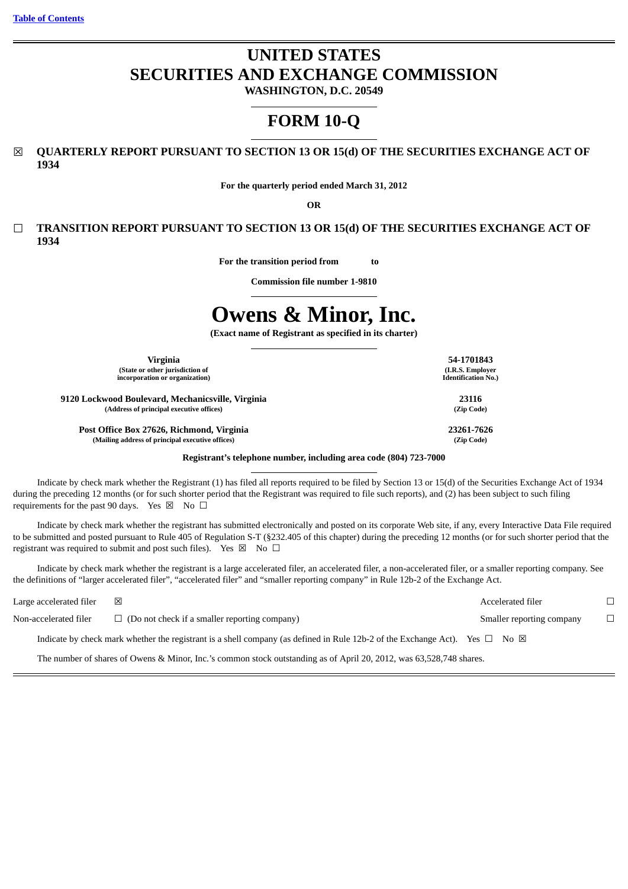Table of Contents

# UNITED STATES
# SECURITIES AND EXCHANGE COMMISSION

**WASHINGTON, D.C. 20549**

# FORM 10-Q

☒ **QUARTERLY REPORT PURSUANT TO SECTION 13 OR 15(d) OF THE SECURITIES EXCHANGE ACT OF 1934**

**For the quarterly period ended March 31, 2012**

**OR**

☐ **TRANSITION REPORT PURSUANT TO SECTION 13 OR 15(d) OF THE SECURITIES EXCHANGE ACT OF 1934**

**For the transition period from to**

**Commission file number 1-9810**

# Owens & Minor, Inc.

**(Exact name of Registrant as specified in its charter)**

| | |
|---|---|
| **Virginia**<br>**(State or other jurisdiction of incorporation or organization)** | **54-1701843**<br>**(I.R.S. Employer Identification No.)** |
| **9120 Lockwood Boulevard, Mechanicsville, Virginia**<br>**(Address of principal executive offices)** | **23116**<br>**(Zip Code)** |
| **Post Office Box 27626, Richmond, Virginia**<br>**(Mailing address of principal executive offices)** | **23261-7626**<br>**(Zip Code)** |

**Registrant's telephone number, including area code (804) 723-7000**

Indicate by check mark whether the Registrant (1) has filed all reports required to be filed by Section 13 or 15(d) of the Securities Exchange Act of 1934 during the preceding 12 months (or for such shorter period that the Registrant was required to file such reports), and (2) has been subject to such filing requirements for the past 90 days. Yes ☒ No ☐

Indicate by check mark whether the registrant has submitted electronically and posted on its corporate Web site, if any, every Interactive Data File required to be submitted and posted pursuant to Rule 405 of Regulation S-T (§232.405 of this chapter) during the preceding 12 months (or for such shorter period that the registrant was required to submit and post such files). Yes ☒ No ☐

Indicate by check mark whether the registrant is a large accelerated filer, an accelerated filer, a non-accelerated filer, or a smaller reporting company. See the definitions of "larger accelerated filer", "accelerated filer" and "smaller reporting company" in Rule 12b-2 of the Exchange Act.

| | | | |
|---|---|---|---|
| Large accelerated filer | ☒ | Accelerated filer | ☐ |
| Non-accelerated filer | ☐ (Do not check if a smaller reporting company) | Smaller reporting company | ☐ |

Indicate by check mark whether the registrant is a shell company (as defined in Rule 12b-2 of the Exchange Act). Yes ☐ No ☒

The number of shares of Owens & Minor, Inc.'s common stock outstanding as of April 20, 2012, was 63,528,748 shares.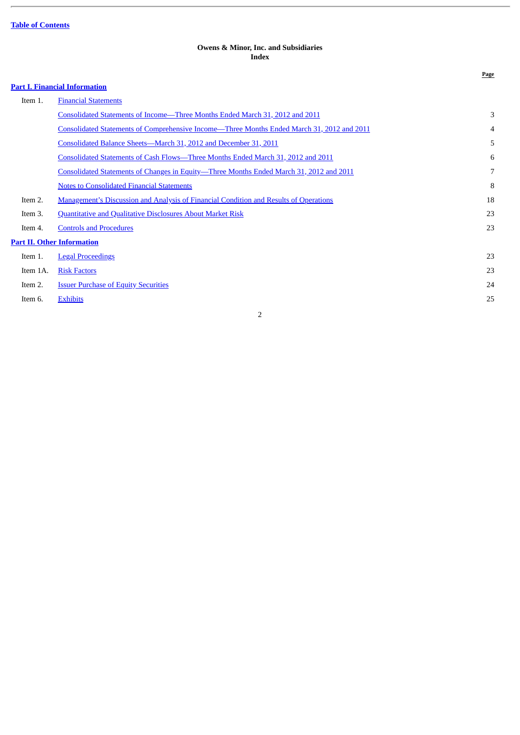Table of Contents

**Owens & Minor, Inc. and Subsidiaries**
**Index**

| | | Page |
|---|---|---|
| **Part I. Financial Information** | | |
| Item 1. | Financial Statements | |
| | Consolidated Statements of Income—Three Months Ended March 31, 2012 and 2011 | 3 |
| | Consolidated Statements of Comprehensive Income—Three Months Ended March 31, 2012 and 2011 | 4 |
| | Consolidated Balance Sheets—March 31, 2012 and December 31, 2011 | 5 |
| | Consolidated Statements of Cash Flows—Three Months Ended March 31, 2012 and 2011 | 6 |
| | Consolidated Statements of Changes in Equity—Three Months Ended March 31, 2012 and 2011 | 7 |
| | Notes to Consolidated Financial Statements | 8 |
| Item 2. | Management's Discussion and Analysis of Financial Condition and Results of Operations | 18 |
| Item 3. | Quantitative and Qualitative Disclosures About Market Risk | 23 |
| Item 4. | Controls and Procedures | 23 |
| **Part II. Other Information** | | |
| Item 1. | Legal Proceedings | 23 |
| Item 1A. | Risk Factors | 23 |
| Item 2. | Issuer Purchase of Equity Securities | 24 |
| Item 6. | Exhibits | 25 |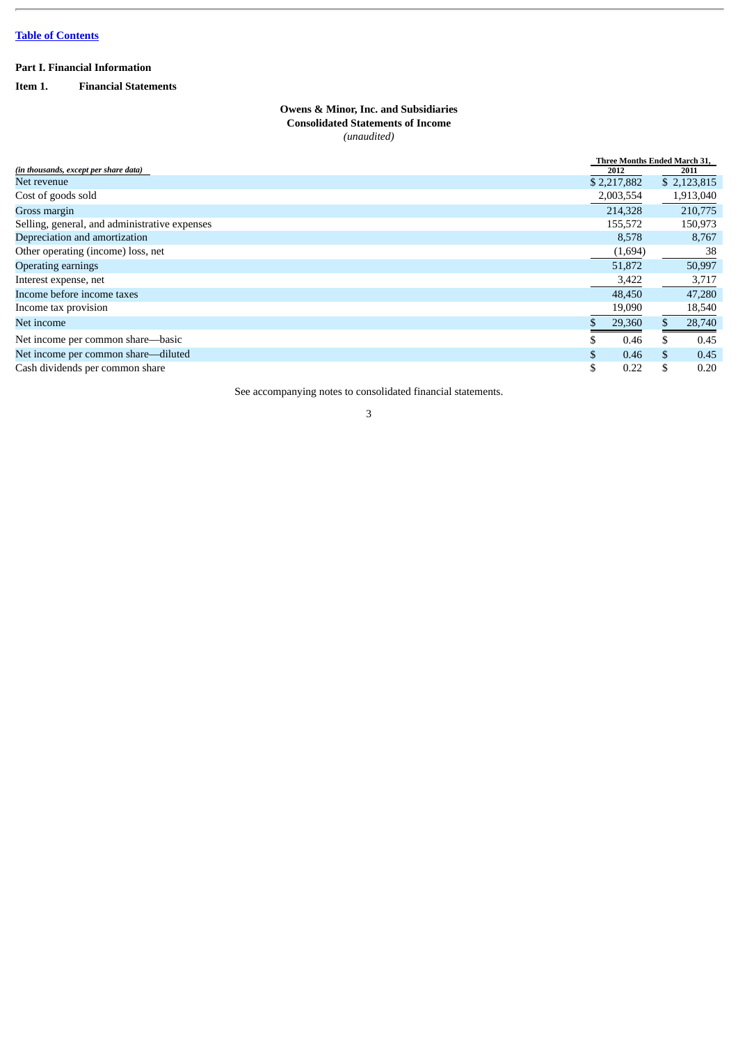Table of Contents

## Part I. Financial Information

**Item 1. Financial Statements**

**Owens & Minor, Inc. and Subsidiaries**
**Consolidated Statements of Income**
*(unaudited)*

| *(in thousands, except per share data)* | Three Months Ended March 31, 2012 | Three Months Ended March 31, 2011 |
|---|---|---|
| Net revenue | $ 2,217,882 | $ 2,123,815 |
| Cost of goods sold | 2,003,554 | 1,913,040 |
| Gross margin | 214,328 | 210,775 |
| Selling, general, and administrative expenses | 155,572 | 150,973 |
| Depreciation and amortization | 8,578 | 8,767 |
| Other operating (income) loss, net | (1,694) | 38 |
| Operating earnings | 51,872 | 50,997 |
| Interest expense, net | 3,422 | 3,717 |
| Income before income taxes | 48,450 | 47,280 |
| Income tax provision | 19,090 | 18,540 |
| Net income | $ 29,360 | $ 28,740 |
| Net income per common share—basic | $ 0.46 | $ 0.45 |
| Net income per common share—diluted | $ 0.46 | $ 0.45 |
| Cash dividends per common share | $ 0.22 | $ 0.20 |

See accompanying notes to consolidated financial statements.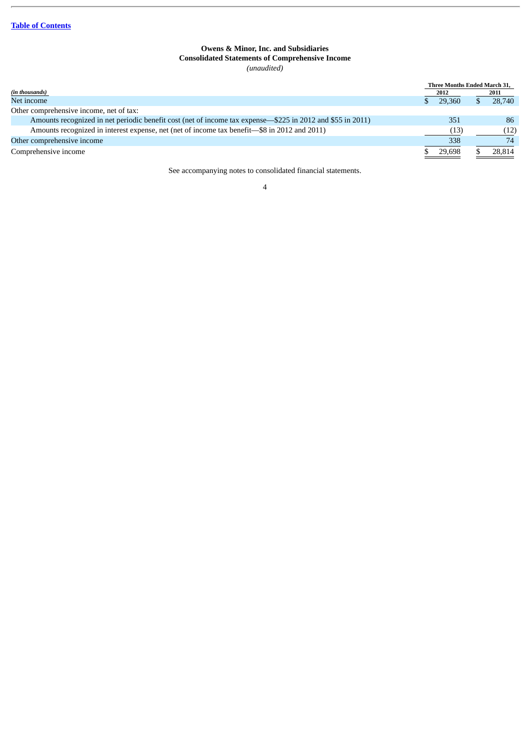[Table of Contents](#)

**Owens & Minor, Inc. and Subsidiaries**
**Consolidated Statements of Comprehensive Income**
*(unaudited)*

| *(in thousands)* | Three Months Ended March 31, 2012 | Three Months Ended March 31, 2011 |
|---|---|---|
| Net income | $ 29,360 | $ 28,740 |
| Other comprehensive income, net of tax: | | |
| Amounts recognized in net periodic benefit cost (net of income tax expense—$225 in 2012 and $55 in 2011) | 351 | 86 |
| Amounts recognized in interest expense, net (net of income tax benefit—$8 in 2012 and 2011) | (13) | (12) |
| Other comprehensive income | 338 | 74 |
| Comprehensive income | $ 29,698 | $ 28,814 |

See accompanying notes to consolidated financial statements.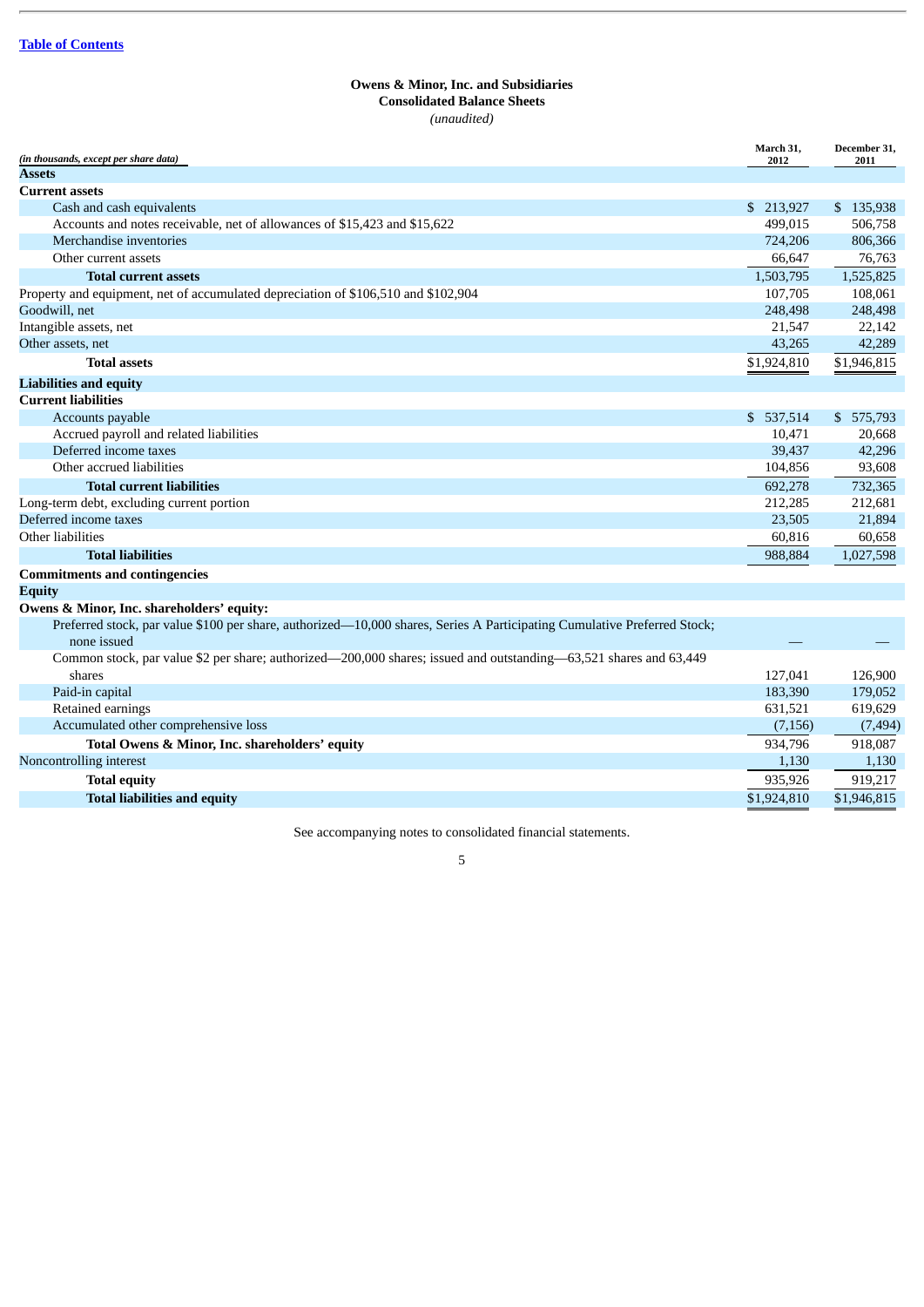[Table of Contents](#)

# Owens & Minor, Inc. and Subsidiaries
## Consolidated Balance Sheets
*(unaudited)*

| *(in thousands, except per share data)* | March 31, 2012 | December 31, 2011 |
|---|---|---|
| **Assets** | | |
| **Current assets** | | |
| Cash and cash equivalents | $ 213,927 | $ 135,938 |
| Accounts and notes receivable, net of allowances of $15,423 and $15,622 | 499,015 | 506,758 |
| Merchandise inventories | 724,206 | 806,366 |
| Other current assets | 66,647 | 76,763 |
| **Total current assets** | 1,503,795 | 1,525,825 |
| Property and equipment, net of accumulated depreciation of $106,510 and $102,904 | 107,705 | 108,061 |
| Goodwill, net | 248,498 | 248,498 |
| Intangible assets, net | 21,547 | 22,142 |
| Other assets, net | 43,265 | 42,289 |
| **Total assets** | $1,924,810 | $1,946,815 |
| **Liabilities and equity** | | |
| **Current liabilities** | | |
| Accounts payable | $ 537,514 | $ 575,793 |
| Accrued payroll and related liabilities | 10,471 | 20,668 |
| Deferred income taxes | 39,437 | 42,296 |
| Other accrued liabilities | 104,856 | 93,608 |
| **Total current liabilities** | 692,278 | 732,365 |
| Long-term debt, excluding current portion | 212,285 | 212,681 |
| Deferred income taxes | 23,505 | 21,894 |
| Other liabilities | 60,816 | 60,658 |
| **Total liabilities** | 988,884 | 1,027,598 |
| **Commitments and contingencies** | | |
| **Equity** | | |
| **Owens & Minor, Inc. shareholders' equity:** | | |
| Preferred stock, par value $100 per share, authorized—10,000 shares, Series A Participating Cumulative Preferred Stock; none issued | — | — |
| Common stock, par value $2 per share; authorized—200,000 shares; issued and outstanding—63,521 shares and 63,449 shares | 127,041 | 126,900 |
| Paid-in capital | 183,390 | 179,052 |
| Retained earnings | 631,521 | 619,629 |
| Accumulated other comprehensive loss | (7,156) | (7,494) |
| **Total Owens & Minor, Inc. shareholders' equity** | 934,796 | 918,087 |
| Noncontrolling interest | 1,130 | 1,130 |
| **Total equity** | 935,926 | 919,217 |
| **Total liabilities and equity** | $1,924,810 | $1,946,815 |

See accompanying notes to consolidated financial statements.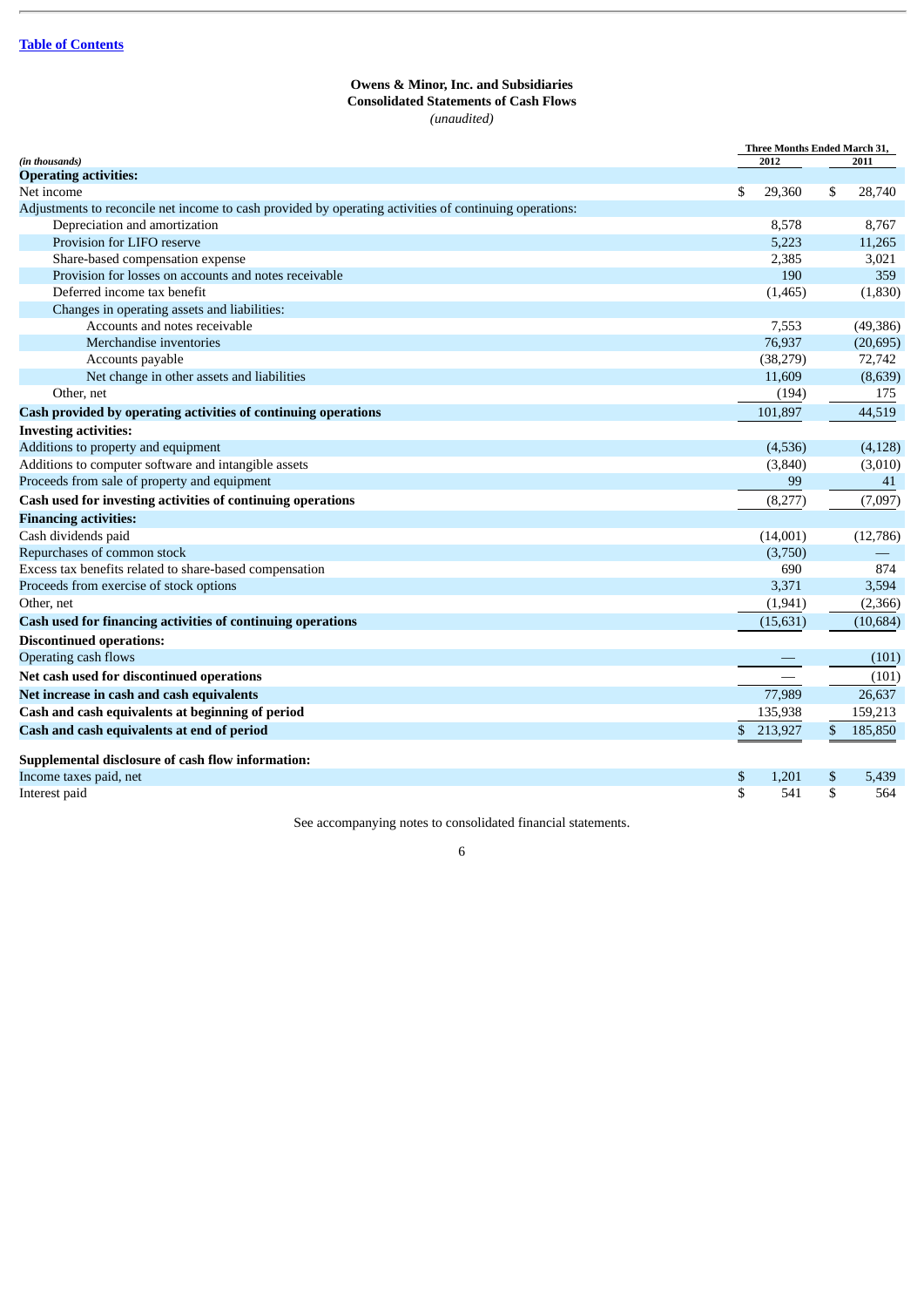[Table of Contents](#)

**Owens & Minor, Inc. and Subsidiaries**
**Consolidated Statements of Cash Flows**
*(unaudited)*

| *(in thousands)* | Three Months Ended March 31, 2012 | 2011 |
|---|---|---|
| **Operating activities:** | | |
| Net income | $ 29,360 | $ 28,740 |
| Adjustments to reconcile net income to cash provided by operating activities of continuing operations: | | |
| Depreciation and amortization | 8,578 | 8,767 |
| Provision for LIFO reserve | 5,223 | 11,265 |
| Share-based compensation expense | 2,385 | 3,021 |
| Provision for losses on accounts and notes receivable | 190 | 359 |
| Deferred income tax benefit | (1,465) | (1,830) |
| Changes in operating assets and liabilities: | | |
| Accounts and notes receivable | 7,553 | (49,386) |
| Merchandise inventories | 76,937 | (20,695) |
| Accounts payable | (38,279) | 72,742 |
| Net change in other assets and liabilities | 11,609 | (8,639) |
| Other, net | (194) | 175 |
| **Cash provided by operating activities of continuing operations** | 101,897 | 44,519 |
| **Investing activities:** | | |
| Additions to property and equipment | (4,536) | (4,128) |
| Additions to computer software and intangible assets | (3,840) | (3,010) |
| Proceeds from sale of property and equipment | 99 | 41 |
| **Cash used for investing activities of continuing operations** | (8,277) | (7,097) |
| **Financing activities:** | | |
| Cash dividends paid | (14,001) | (12,786) |
| Repurchases of common stock | (3,750) | — |
| Excess tax benefits related to share-based compensation | 690 | 874 |
| Proceeds from exercise of stock options | 3,371 | 3,594 |
| Other, net | (1,941) | (2,366) |
| **Cash used for financing activities of continuing operations** | (15,631) | (10,684) |
| **Discontinued operations:** | | |
| Operating cash flows | — | (101) |
| **Net cash used for discontinued operations** | — | (101) |
| **Net increase in cash and cash equivalents** | 77,989 | 26,637 |
| **Cash and cash equivalents at beginning of period** | 135,938 | 159,213 |
| **Cash and cash equivalents at end of period** | $ 213,927 | $ 185,850 |
| | | |
| **Supplemental disclosure of cash flow information:** | | |
| Income taxes paid, net | $ 1,201 | $ 5,439 |
| Interest paid | $ 541 | $ 564 |

See accompanying notes to consolidated financial statements.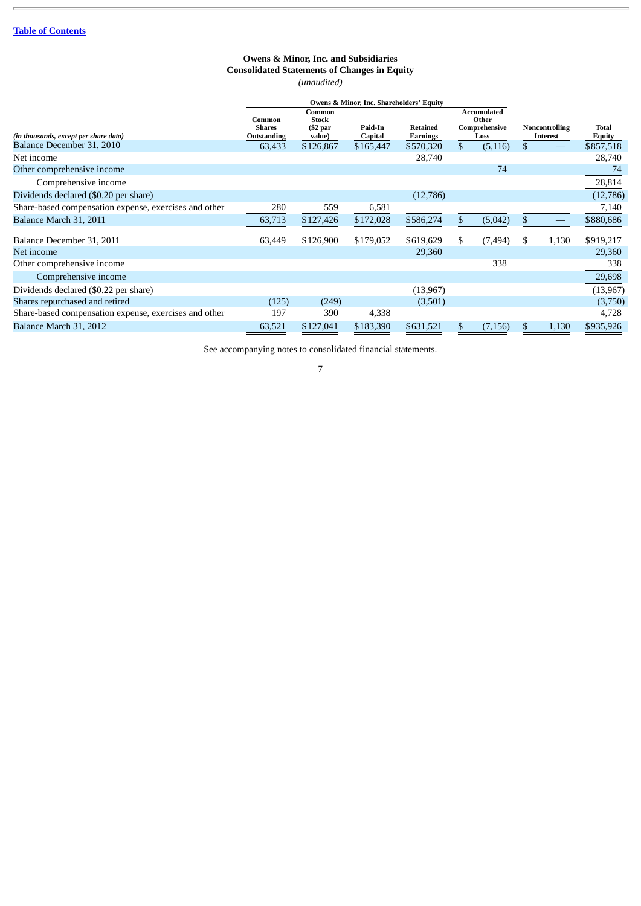[Table of Contents](#)

**Owens & Minor, Inc. and Subsidiaries**
**Consolidated Statements of Changes in Equity**
*(unaudited)*

| *(in thousands, except per share data)* | Owens & Minor, Inc. Shareholders' Equity | | | | | | |
|---|---|---|---|---|---|---|---|
| | Common Shares Outstanding | Common Stock ($2 par value) | Paid-In Capital | Retained Earnings | Accumulated Other Comprehensive Loss | Noncontrolling Interest | Total Equity |
| Balance December 31, 2010 | 63,433 | $126,867 | $165,447 | $570,320 | $ (5,116) | $ — | $857,518 |
| Net income | | | | 28,740 | | | 28,740 |
| Other comprehensive income | | | | | 74 | | 74 |
| Comprehensive income | | | | | | | 28,814 |
| Dividends declared ($0.20 per share) | | | | (12,786) | | | (12,786) |
| Share-based compensation expense, exercises and other | 280 | 559 | 6,581 | | | | 7,140 |
| Balance March 31, 2011 | 63,713 | $127,426 | $172,028 | $586,274 | $ (5,042) | $ — | $880,686 |
| Balance December 31, 2011 | 63,449 | $126,900 | $179,052 | $619,629 | $ (7,494) | $ 1,130 | $919,217 |
| Net income | | | | 29,360 | | | 29,360 |
| Other comprehensive income | | | | | 338 | | 338 |
| Comprehensive income | | | | | | | 29,698 |
| Dividends declared ($0.22 per share) | | | | (13,967) | | | (13,967) |
| Shares repurchased and retired | (125) | (249) | | (3,501) | | | (3,750) |
| Share-based compensation expense, exercises and other | 197 | 390 | 4,338 | | | | 4,728 |
| Balance March 31, 2012 | 63,521 | $127,041 | $183,390 | $631,521 | $ (7,156) | $ 1,130 | $935,926 |

See accompanying notes to consolidated financial statements.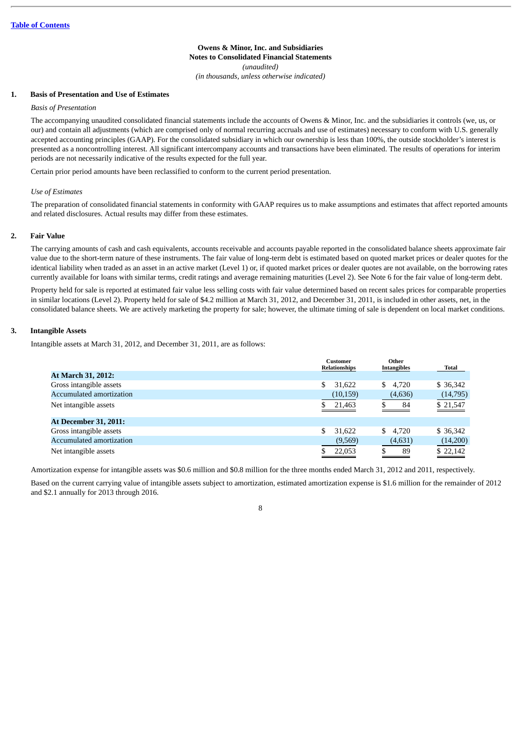**Owens & Minor, Inc. and Subsidiaries**
**Notes to Consolidated Financial Statements**
*(unaudited)*
*(in thousands, unless otherwise indicated)*

## 1. Basis of Presentation and Use of Estimates

*Basis of Presentation*

The accompanying unaudited consolidated financial statements include the accounts of Owens & Minor, Inc. and the subsidiaries it controls (we, us, or our) and contain all adjustments (which are comprised only of normal recurring accruals and use of estimates) necessary to conform with U.S. generally accepted accounting principles (GAAP). For the consolidated subsidiary in which our ownership is less than 100%, the outside stockholder's interest is presented as a noncontrolling interest. All significant intercompany accounts and transactions have been eliminated. The results of operations for interim periods are not necessarily indicative of the results expected for the full year.

Certain prior period amounts have been reclassified to conform to the current period presentation.

*Use of Estimates*

The preparation of consolidated financial statements in conformity with GAAP requires us to make assumptions and estimates that affect reported amounts and related disclosures. Actual results may differ from these estimates.

## 2. Fair Value

The carrying amounts of cash and cash equivalents, accounts receivable and accounts payable reported in the consolidated balance sheets approximate fair value due to the short-term nature of these instruments. The fair value of long-term debt is estimated based on quoted market prices or dealer quotes for the identical liability when traded as an asset in an active market (Level 1) or, if quoted market prices or dealer quotes are not available, on the borrowing rates currently available for loans with similar terms, credit ratings and average remaining maturities (Level 2). See Note 6 for the fair value of long-term debt.

Property held for sale is reported at estimated fair value less selling costs with fair value determined based on recent sales prices for comparable properties in similar locations (Level 2). Property held for sale of $4.2 million at March 31, 2012, and December 31, 2011, is included in other assets, net, in the consolidated balance sheets. We are actively marketing the property for sale; however, the ultimate timing of sale is dependent on local market conditions.

## 3. Intangible Assets

Intangible assets at March 31, 2012, and December 31, 2011, are as follows:

| | Customer Relationships | Other Intangibles | Total |
|---|---|---|---|
| **At March 31, 2012:** | | | |
| Gross intangible assets | $ 31,622 | $ 4,720 | $ 36,342 |
| Accumulated amortization | (10,159) | (4,636) | (14,795) |
| Net intangible assets | $ 21,463 | $ 84 | $ 21,547 |
| **At December 31, 2011:** | | | |
| Gross intangible assets | $ 31,622 | $ 4,720 | $ 36,342 |
| Accumulated amortization | (9,569) | (4,631) | (14,200) |
| Net intangible assets | $ 22,053 | $ 89 | $ 22,142 |

Amortization expense for intangible assets was $0.6 million and $0.8 million for the three months ended March 31, 2012 and 2011, respectively.

Based on the current carrying value of intangible assets subject to amortization, estimated amortization expense is $1.6 million for the remainder of 2012 and $2.1 annually for 2013 through 2016.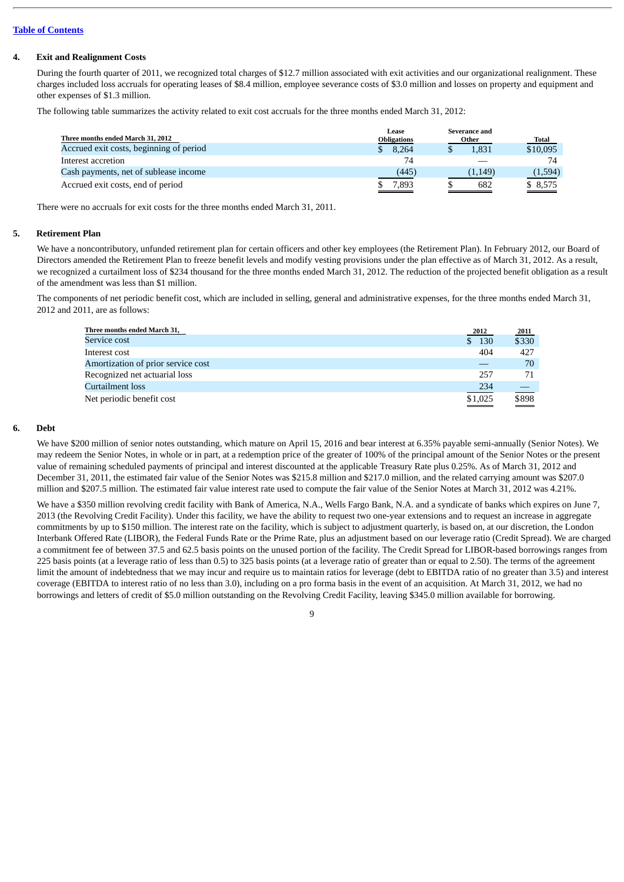[Table of Contents](#)

## 4. Exit and Realignment Costs

During the fourth quarter of 2011, we recognized total charges of $12.7 million associated with exit activities and our organizational realignment. These charges included loss accruals for operating leases of $8.4 million, employee severance costs of $3.0 million and losses on property and equipment and other expenses of $1.3 million.

The following table summarizes the activity related to exit cost accruals for the three months ended March 31, 2012:

| Three months ended March 31, 2012 | Lease Obligations | Severance and Other | Total |
|---|---|---|---|
| Accrued exit costs, beginning of period | $ 8,264 | $ 1,831 | $10,095 |
| Interest accretion | 74 | — | 74 |
| Cash payments, net of sublease income | (445) | (1,149) | (1,594) |
| Accrued exit costs, end of period | $ 7,893 | $ 682 | $ 8,575 |

There were no accruals for exit costs for the three months ended March 31, 2011.

## 5. Retirement Plan

We have a noncontributory, unfunded retirement plan for certain officers and other key employees (the Retirement Plan). In February 2012, our Board of Directors amended the Retirement Plan to freeze benefit levels and modify vesting provisions under the plan effective as of March 31, 2012. As a result, we recognized a curtailment loss of $234 thousand for the three months ended March 31, 2012. The reduction of the projected benefit obligation as a result of the amendment was less than $1 million.

The components of net periodic benefit cost, which are included in selling, general and administrative expenses, for the three months ended March 31, 2012 and 2011, are as follows:

| Three months ended March 31, | 2012 | 2011 |
|---|---|---|
| Service cost | $ 130 | $330 |
| Interest cost | 404 | 427 |
| Amortization of prior service cost | — | 70 |
| Recognized net actuarial loss | 257 | 71 |
| Curtailment loss | 234 | — |
| Net periodic benefit cost | $1,025 | $898 |

## 6. Debt

We have $200 million of senior notes outstanding, which mature on April 15, 2016 and bear interest at 6.35% payable semi-annually (Senior Notes). We may redeem the Senior Notes, in whole or in part, at a redemption price of the greater of 100% of the principal amount of the Senior Notes or the present value of remaining scheduled payments of principal and interest discounted at the applicable Treasury Rate plus 0.25%. As of March 31, 2012 and December 31, 2011, the estimated fair value of the Senior Notes was $215.8 million and $217.0 million, and the related carrying amount was $207.0 million and $207.5 million. The estimated fair value interest rate used to compute the fair value of the Senior Notes at March 31, 2012 was 4.21%.

We have a $350 million revolving credit facility with Bank of America, N.A., Wells Fargo Bank, N.A. and a syndicate of banks which expires on June 7, 2013 (the Revolving Credit Facility). Under this facility, we have the ability to request two one-year extensions and to request an increase in aggregate commitments by up to $150 million. The interest rate on the facility, which is subject to adjustment quarterly, is based on, at our discretion, the London Interbank Offered Rate (LIBOR), the Federal Funds Rate or the Prime Rate, plus an adjustment based on our leverage ratio (Credit Spread). We are charged a commitment fee of between 37.5 and 62.5 basis points on the unused portion of the facility. The Credit Spread for LIBOR-based borrowings ranges from 225 basis points (at a leverage ratio of less than 0.5) to 325 basis points (at a leverage ratio of greater than or equal to 2.50). The terms of the agreement limit the amount of indebtedness that we may incur and require us to maintain ratios for leverage (debt to EBITDA ratio of no greater than 3.5) and interest coverage (EBITDA to interest ratio of no less than 3.0), including on a pro forma basis in the event of an acquisition. At March 31, 2012, we had no borrowings and letters of credit of $5.0 million outstanding on the Revolving Credit Facility, leaving $345.0 million available for borrowing.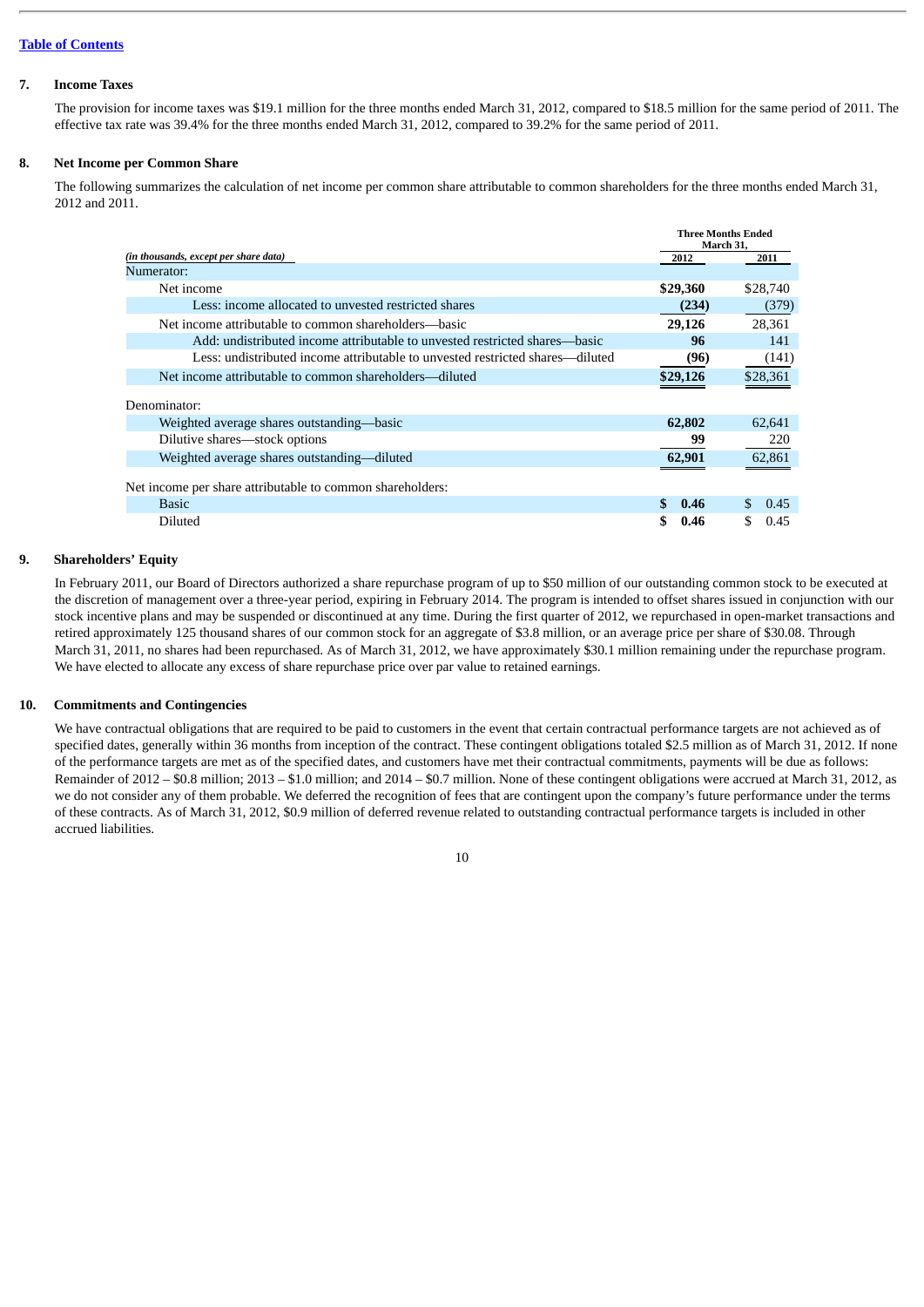[Table of Contents](#)

### 7. Income Taxes

The provision for income taxes was $19.1 million for the three months ended March 31, 2012, compared to $18.5 million for the same period of 2011. The effective tax rate was 39.4% for the three months ended March 31, 2012, compared to 39.2% for the same period of 2011.

### 8. Net Income per Common Share

The following summarizes the calculation of net income per common share attributable to common shareholders for the three months ended March 31, 2012 and 2011.

| *(in thousands, except per share data)* | Three Months Ended March 31, 2012 | 2011 |
|---|---|---|
| Numerator: | | |
| Net income | **$29,360** | $28,740 |
| Less: income allocated to unvested restricted shares | **(234)** | (379) |
| Net income attributable to common shareholders—basic | **29,126** | 28,361 |
| Add: undistributed income attributable to unvested restricted shares—basic | **96** | 141 |
| Less: undistributed income attributable to unvested restricted shares—diluted | **(96)** | (141) |
| Net income attributable to common shareholders—diluted | **$29,126** | $28,361 |
| Denominator: | | |
| Weighted average shares outstanding—basic | **62,802** | 62,641 |
| Dilutive shares—stock options | **99** | 220 |
| Weighted average shares outstanding—diluted | **62,901** | 62,861 |
| Net income per share attributable to common shareholders: | | |
| Basic | **$ 0.46** | $ 0.45 |
| Diluted | **$ 0.46** | $ 0.45 |

### 9. Shareholders' Equity

In February 2011, our Board of Directors authorized a share repurchase program of up to $50 million of our outstanding common stock to be executed at the discretion of management over a three-year period, expiring in February 2014. The program is intended to offset shares issued in conjunction with our stock incentive plans and may be suspended or discontinued at any time. During the first quarter of 2012, we repurchased in open-market transactions and retired approximately 125 thousand shares of our common stock for an aggregate of $3.8 million, or an average price per share of $30.08. Through March 31, 2011, no shares had been repurchased. As of March 31, 2012, we have approximately $30.1 million remaining under the repurchase program. We have elected to allocate any excess of share repurchase price over par value to retained earnings.

### 10. Commitments and Contingencies

We have contractual obligations that are required to be paid to customers in the event that certain contractual performance targets are not achieved as of specified dates, generally within 36 months from inception of the contract. These contingent obligations totaled $2.5 million as of March 31, 2012. If none of the performance targets are met as of the specified dates, and customers have met their contractual commitments, payments will be due as follows: Remainder of 2012 – $0.8 million; 2013 – $1.0 million; and 2014 – $0.7 million. None of these contingent obligations were accrued at March 31, 2012, as we do not consider any of them probable. We deferred the recognition of fees that are contingent upon the company's future performance under the terms of these contracts. As of March 31, 2012, $0.9 million of deferred revenue related to outstanding contractual performance targets is included in other accrued liabilities.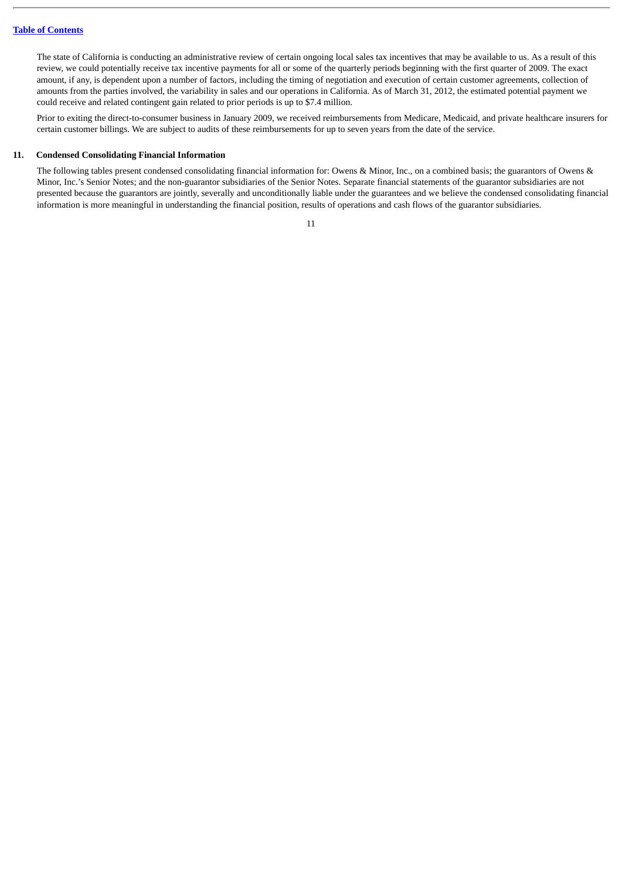The state of California is conducting an administrative review of certain ongoing local sales tax incentives that may be available to us. As a result of this review, we could potentially receive tax incentive payments for all or some of the quarterly periods beginning with the first quarter of 2009. The exact amount, if any, is dependent upon a number of factors, including the timing of negotiation and execution of certain customer agreements, collection of amounts from the parties involved, the variability in sales and our operations in California. As of March 31, 2012, the estimated potential payment we could receive and related contingent gain related to prior periods is up to $7.4 million.

Prior to exiting the direct-to-consumer business in January 2009, we received reimbursements from Medicare, Medicaid, and private healthcare insurers for certain customer billings. We are subject to audits of these reimbursements for up to seven years from the date of the service.

## 11. Condensed Consolidating Financial Information

The following tables present condensed consolidating financial information for: Owens & Minor, Inc., on a combined basis; the guarantors of Owens & Minor, Inc.'s Senior Notes; and the non-guarantor subsidiaries of the Senior Notes. Separate financial statements of the guarantor subsidiaries are not presented because the guarantors are jointly, severally and unconditionally liable under the guarantees and we believe the condensed consolidating financial information is more meaningful in understanding the financial position, results of operations and cash flows of the guarantor subsidiaries.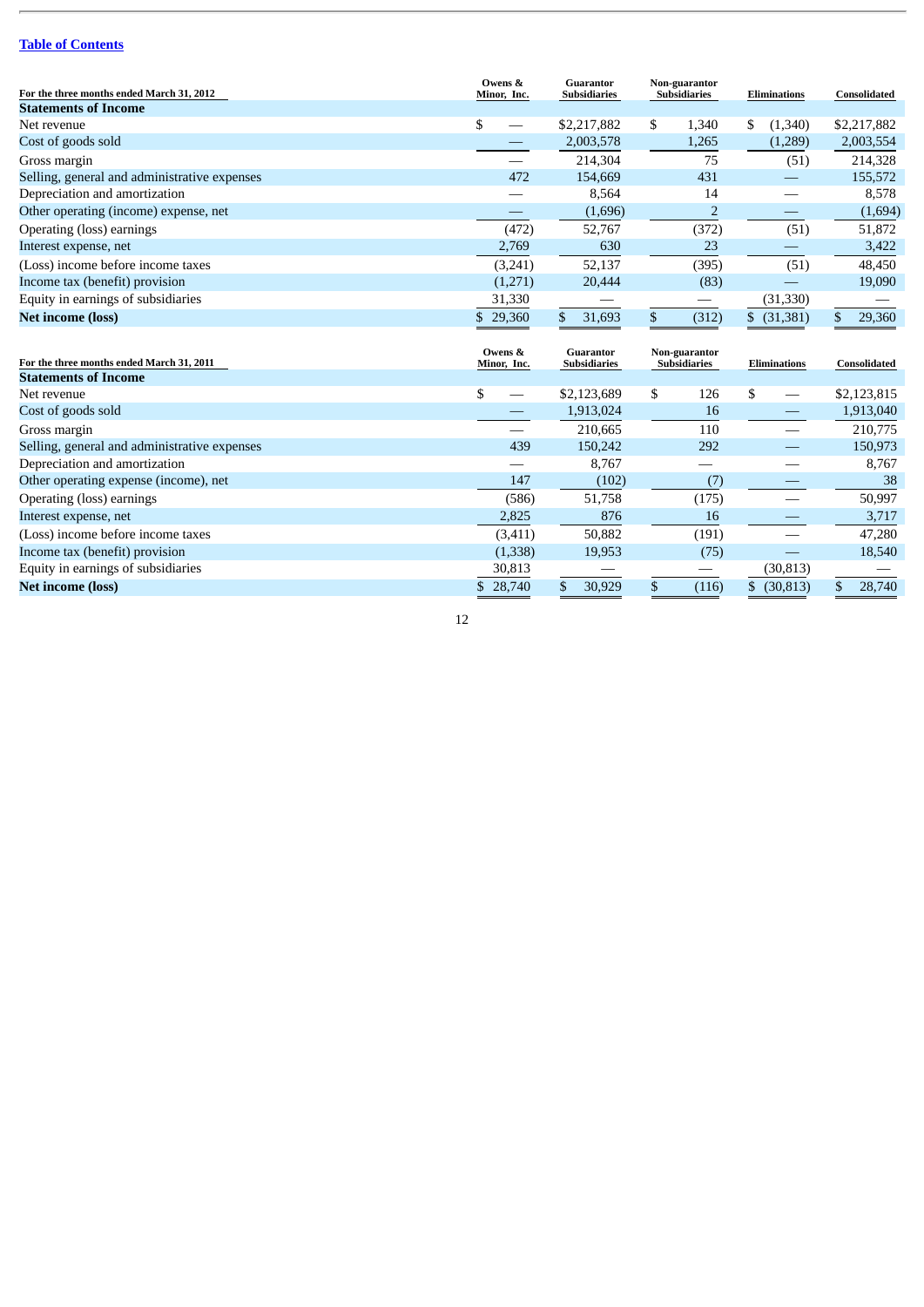[Table of Contents](#)

| For the three months ended March 31, 2012 | Owens & Minor, Inc. | Guarantor Subsidiaries | Non-guarantor Subsidiaries | Eliminations | Consolidated |
|---|---|---|---|---|---|
| **Statements of Income** | | | | | |
| Net revenue | $ — | $2,217,882 | $ 1,340 | $ (1,340) | $2,217,882 |
| Cost of goods sold | — | 2,003,578 | 1,265 | (1,289) | 2,003,554 |
| Gross margin | — | 214,304 | 75 | (51) | 214,328 |
| Selling, general and administrative expenses | 472 | 154,669 | 431 | — | 155,572 |
| Depreciation and amortization | — | 8,564 | 14 | — | 8,578 |
| Other operating (income) expense, net | — | (1,696) | 2 | — | (1,694) |
| Operating (loss) earnings | (472) | 52,767 | (372) | (51) | 51,872 |
| Interest expense, net | 2,769 | 630 | 23 | — | 3,422 |
| (Loss) income before income taxes | (3,241) | 52,137 | (395) | (51) | 48,450 |
| Income tax (benefit) provision | (1,271) | 20,444 | (83) | — | 19,090 |
| Equity in earnings of subsidiaries | 31,330 | — | — | (31,330) | — |
| **Net income (loss)** | $ 29,360 | $ 31,693 | $ (312) | $ (31,381) | $ 29,360 |

| For the three months ended March 31, 2011 | Owens & Minor, Inc. | Guarantor Subsidiaries | Non-guarantor Subsidiaries | Eliminations | Consolidated |
|---|---|---|---|---|---|
| **Statements of Income** | | | | | |
| Net revenue | $ — | $2,123,689 | $ 126 | $ — | $2,123,815 |
| Cost of goods sold | — | 1,913,024 | 16 | — | 1,913,040 |
| Gross margin | — | 210,665 | 110 | — | 210,775 |
| Selling, general and administrative expenses | 439 | 150,242 | 292 | — | 150,973 |
| Depreciation and amortization | — | 8,767 | — | — | 8,767 |
| Other operating expense (income), net | 147 | (102) | (7) | — | 38 |
| Operating (loss) earnings | (586) | 51,758 | (175) | — | 50,997 |
| Interest expense, net | 2,825 | 876 | 16 | — | 3,717 |
| (Loss) income before income taxes | (3,411) | 50,882 | (191) | — | 47,280 |
| Income tax (benefit) provision | (1,338) | 19,953 | (75) | — | 18,540 |
| Equity in earnings of subsidiaries | 30,813 | — | — | (30,813) | — |
| **Net income (loss)** | $ 28,740 | $ 30,929 | $ (116) | $ (30,813) | $ 28,740 |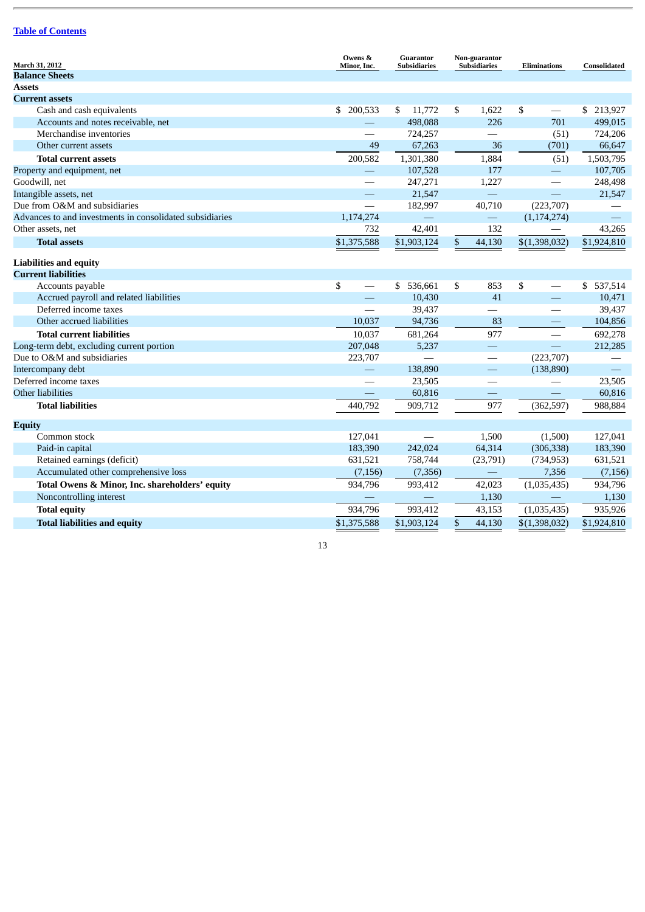[Table of Contents](#)

| March 31, 2012 | Owens & Minor, Inc. | Guarantor Subsidiaries | Non-guarantor Subsidiaries | Eliminations | Consolidated |
|---|---|---|---|---|---|
| **Balance Sheets** | | | | | |
| **Assets** | | | | | |
| **Current assets** | | | | | |
| Cash and cash equivalents | $ 200,533 | $ 11,772 | $ 1,622 | $ — | $ 213,927 |
| Accounts and notes receivable, net | — | 498,088 | 226 | 701 | 499,015 |
| Merchandise inventories | — | 724,257 | — | (51) | 724,206 |
| Other current assets | 49 | 67,263 | 36 | (701) | 66,647 |
| **Total current assets** | 200,582 | 1,301,380 | 1,884 | (51) | 1,503,795 |
| Property and equipment, net | — | 107,528 | 177 | — | 107,705 |
| Goodwill, net | — | 247,271 | 1,227 | — | 248,498 |
| Intangible assets, net | — | 21,547 | — | — | 21,547 |
| Due from O&M and subsidiaries | — | 182,997 | 40,710 | (223,707) | — |
| Advances to and investments in consolidated subsidiaries | 1,174,274 | — | — | (1,174,274) | — |
| Other assets, net | 732 | 42,401 | 132 | — | 43,265 |
| **Total assets** | $1,375,588 | $1,903,124 | $ 44,130 | $(1,398,032) | $1,924,810 |
| **Liabilities and equity** | | | | | |
| **Current liabilities** | | | | | |
| Accounts payable | $ — | $ 536,661 | $ 853 | $ — | $ 537,514 |
| Accrued payroll and related liabilities | — | 10,430 | 41 | — | 10,471 |
| Deferred income taxes | — | 39,437 | — | — | 39,437 |
| Other accrued liabilities | 10,037 | 94,736 | 83 | — | 104,856 |
| **Total current liabilities** | 10,037 | 681,264 | 977 | — | 692,278 |
| Long-term debt, excluding current portion | 207,048 | 5,237 | — | — | 212,285 |
| Due to O&M and subsidiaries | 223,707 | — | — | (223,707) | — |
| Intercompany debt | — | 138,890 | — | (138,890) | — |
| Deferred income taxes | — | 23,505 | — | — | 23,505 |
| Other liabilities | — | 60,816 | — | — | 60,816 |
| **Total liabilities** | 440,792 | 909,712 | 977 | (362,597) | 988,884 |
| **Equity** | | | | | |
| Common stock | 127,041 | — | 1,500 | (1,500) | 127,041 |
| Paid-in capital | 183,390 | 242,024 | 64,314 | (306,338) | 183,390 |
| Retained earnings (deficit) | 631,521 | 758,744 | (23,791) | (734,953) | 631,521 |
| Accumulated other comprehensive loss | (7,156) | (7,356) | — | 7,356 | (7,156) |
| **Total Owens & Minor, Inc. shareholders' equity** | 934,796 | 993,412 | 42,023 | (1,035,435) | 934,796 |
| Noncontrolling interest | — | — | 1,130 | — | 1,130 |
| **Total equity** | 934,796 | 993,412 | 43,153 | (1,035,435) | 935,926 |
| **Total liabilities and equity** | $1,375,588 | $1,903,124 | $ 44,130 | $(1,398,032) | $1,924,810 |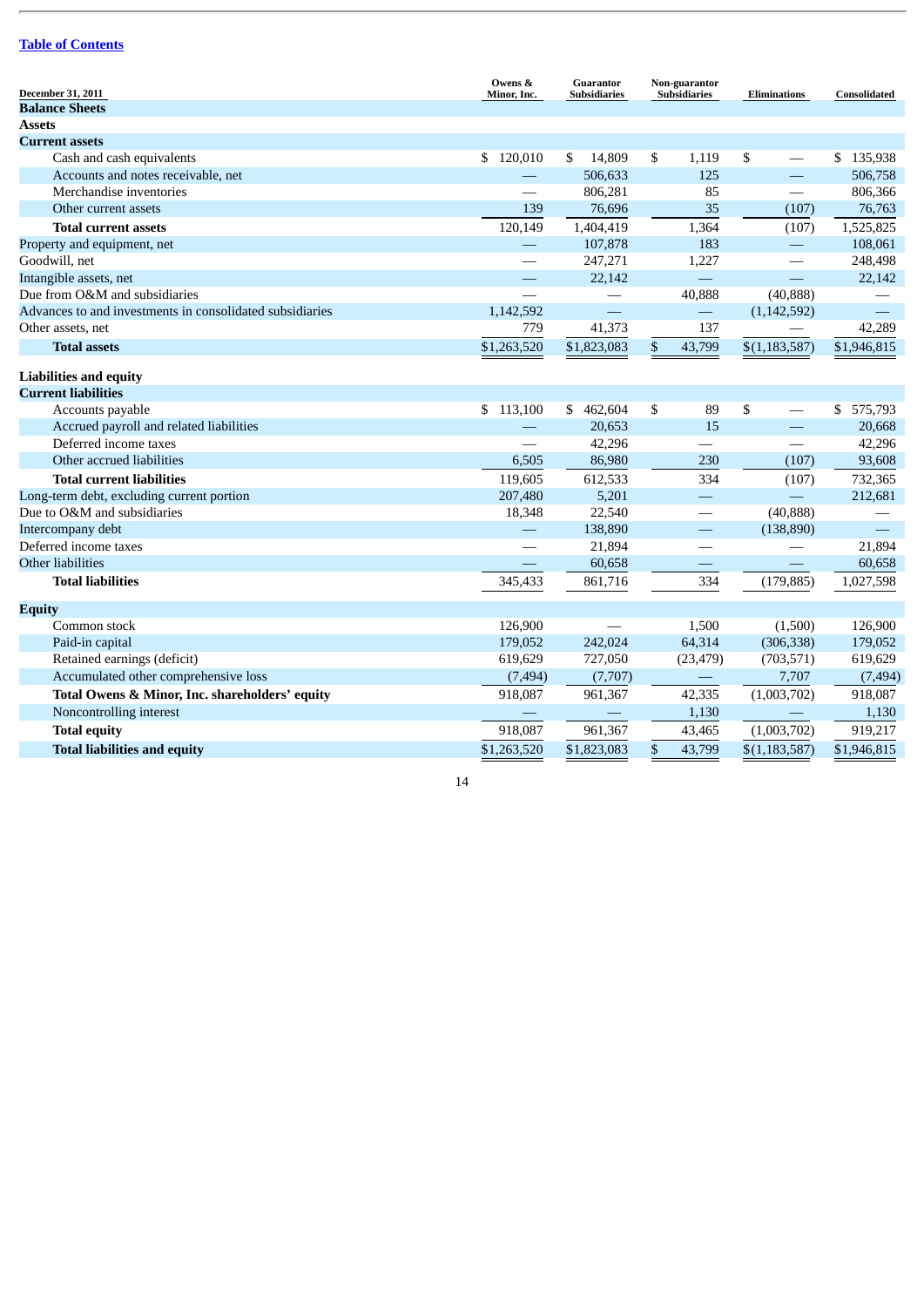[Table of Contents](#)

| December 31, 2011 | Owens & Minor, Inc. | Guarantor Subsidiaries | Non-guarantor Subsidiaries | Eliminations | Consolidated |
|---|---|---|---|---|---|
| **Balance Sheets** | | | | | |
| **Assets** | | | | | |
| **Current assets** | | | | | |
| Cash and cash equivalents | $ 120,010 | $ 14,809 | $ 1,119 | $ — | $ 135,938 |
| Accounts and notes receivable, net | — | 506,633 | 125 | — | 506,758 |
| Merchandise inventories | — | 806,281 | 85 | — | 806,366 |
| Other current assets | 139 | 76,696 | 35 | (107) | 76,763 |
| **Total current assets** | 120,149 | 1,404,419 | 1,364 | (107) | 1,525,825 |
| Property and equipment, net | — | 107,878 | 183 | — | 108,061 |
| Goodwill, net | — | 247,271 | 1,227 | — | 248,498 |
| Intangible assets, net | — | 22,142 | — | — | 22,142 |
| Due from O&M and subsidiaries | — | — | 40,888 | (40,888) | — |
| Advances to and investments in consolidated subsidiaries | 1,142,592 | — | — | (1,142,592) | — |
| Other assets, net | 779 | 41,373 | 137 | — | 42,289 |
| **Total assets** | $1,263,520 | $1,823,083 | $ 43,799 | $(1,183,587) | $1,946,815 |
| **Liabilities and equity** | | | | | |
| **Current liabilities** | | | | | |
| Accounts payable | $ 113,100 | $ 462,604 | $ 89 | $ — | $ 575,793 |
| Accrued payroll and related liabilities | — | 20,653 | 15 | — | 20,668 |
| Deferred income taxes | — | 42,296 | — | — | 42,296 |
| Other accrued liabilities | 6,505 | 86,980 | 230 | (107) | 93,608 |
| **Total current liabilities** | 119,605 | 612,533 | 334 | (107) | 732,365 |
| Long-term debt, excluding current portion | 207,480 | 5,201 | — | — | 212,681 |
| Due to O&M and subsidiaries | 18,348 | 22,540 | — | (40,888) | — |
| Intercompany debt | — | 138,890 | — | (138,890) | — |
| Deferred income taxes | — | 21,894 | — | — | 21,894 |
| Other liabilities | — | 60,658 | — | — | 60,658 |
| **Total liabilities** | 345,433 | 861,716 | 334 | (179,885) | 1,027,598 |
| **Equity** | | | | | |
| Common stock | 126,900 | — | 1,500 | (1,500) | 126,900 |
| Paid-in capital | 179,052 | 242,024 | 64,314 | (306,338) | 179,052 |
| Retained earnings (deficit) | 619,629 | 727,050 | (23,479) | (703,571) | 619,629 |
| Accumulated other comprehensive loss | (7,494) | (7,707) | — | 7,707 | (7,494) |
| **Total Owens & Minor, Inc. shareholders' equity** | 918,087 | 961,367 | 42,335 | (1,003,702) | 918,087 |
| Noncontrolling interest | — | — | 1,130 | — | 1,130 |
| **Total equity** | 918,087 | 961,367 | 43,465 | (1,003,702) | 919,217 |
| **Total liabilities and equity** | $1,263,520 | $1,823,083 | $ 43,799 | $(1,183,587) | $1,946,815 |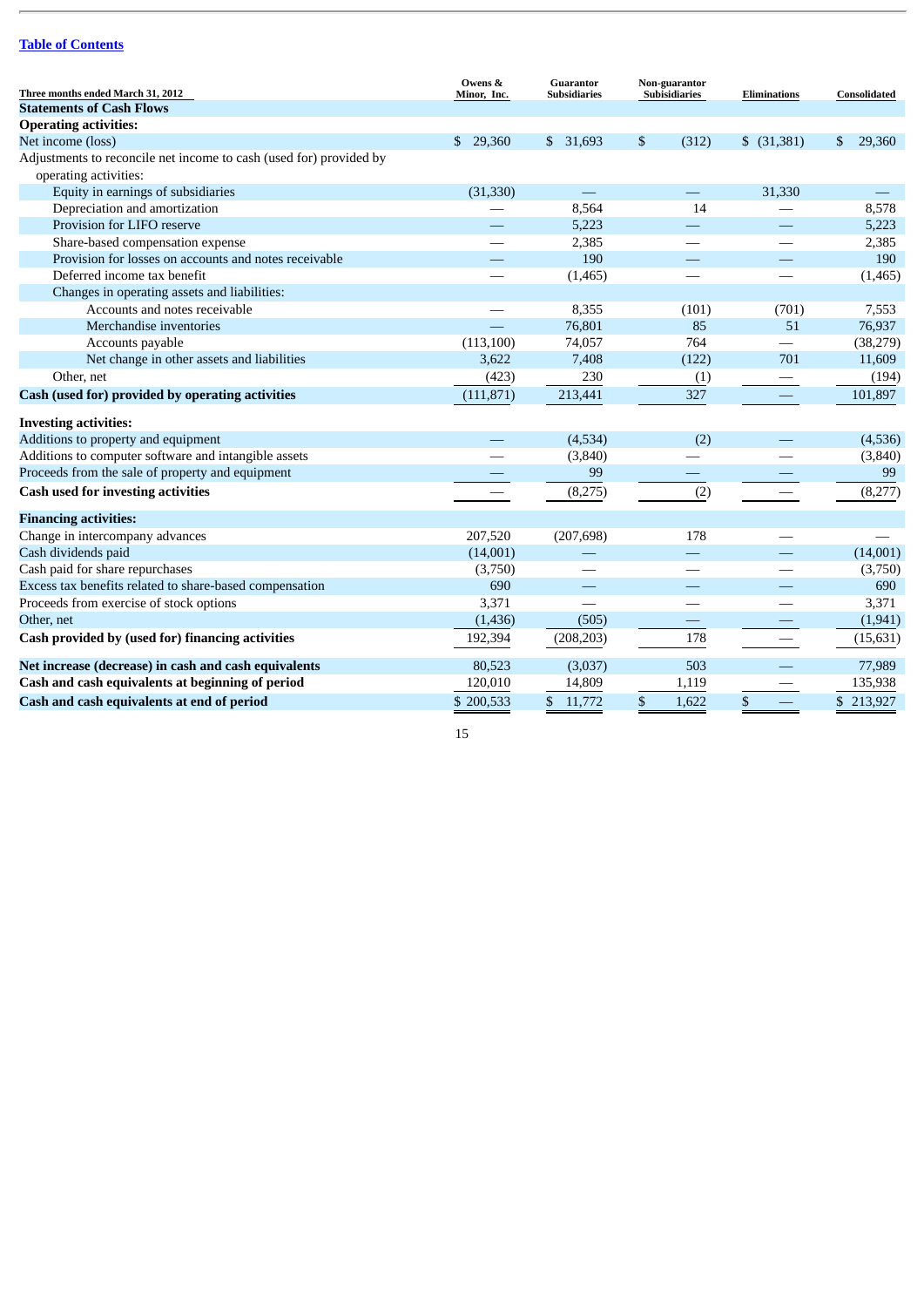[Table of Contents](#)

| Three months ended March 31, 2012 | Owens & Minor, Inc. | Guarantor Subsidiaries | Non-guarantor Subisidiaries | Eliminations | Consolidated |
|---|---|---|---|---|---|
| **Statements of Cash Flows** | | | | | |
| **Operating activities:** | | | | | |
| Net income (loss) | $ 29,360 | $ 31,693 | $ (312) | $ (31,381) | $ 29,360 |
| Adjustments to reconcile net income to cash (used for) provided by operating activities: | | | | | |
| Equity in earnings of subsidiaries | (31,330) | — | — | 31,330 | — |
| Depreciation and amortization | — | 8,564 | 14 | — | 8,578 |
| Provision for LIFO reserve | — | 5,223 | — | — | 5,223 |
| Share-based compensation expense | — | 2,385 | — | — | 2,385 |
| Provision for losses on accounts and notes receivable | — | 190 | — | — | 190 |
| Deferred income tax benefit | — | (1,465) | — | — | (1,465) |
| Changes in operating assets and liabilities: | | | | | |
| Accounts and notes receivable | — | 8,355 | (101) | (701) | 7,553 |
| Merchandise inventories | — | 76,801 | 85 | 51 | 76,937 |
| Accounts payable | (113,100) | 74,057 | 764 | — | (38,279) |
| Net change in other assets and liabilities | 3,622 | 7,408 | (122) | 701 | 11,609 |
| Other, net | (423) | 230 | (1) | — | (194) |
| **Cash (used for) provided by operating activities** | (111,871) | 213,441 | 327 | — | 101,897 |
| **Investing activities:** | | | | | |
| Additions to property and equipment | — | (4,534) | (2) | — | (4,536) |
| Additions to computer software and intangible assets | — | (3,840) | — | — | (3,840) |
| Proceeds from the sale of property and equipment | — | 99 | — | — | 99 |
| **Cash used for investing activities** | — | (8,275) | (2) | — | (8,277) |
| **Financing activities:** | | | | | |
| Change in intercompany advances | 207,520 | (207,698) | 178 | — | — |
| Cash dividends paid | (14,001) | — | — | — | (14,001) |
| Cash paid for share repurchases | (3,750) | — | — | — | (3,750) |
| Excess tax benefits related to share-based compensation | 690 | — | — | — | 690 |
| Proceeds from exercise of stock options | 3,371 | — | — | — | 3,371 |
| Other, net | (1,436) | (505) | — | — | (1,941) |
| **Cash provided by (used for) financing activities** | 192,394 | (208,203) | 178 | — | (15,631) |
| **Net increase (decrease) in cash and cash equivalents** | 80,523 | (3,037) | 503 | — | 77,989 |
| **Cash and cash equivalents at beginning of period** | 120,010 | 14,809 | 1,119 | — | 135,938 |
| **Cash and cash equivalents at end of period** | $ 200,533 | $ 11,772 | $ 1,622 | $ — | $ 213,927 |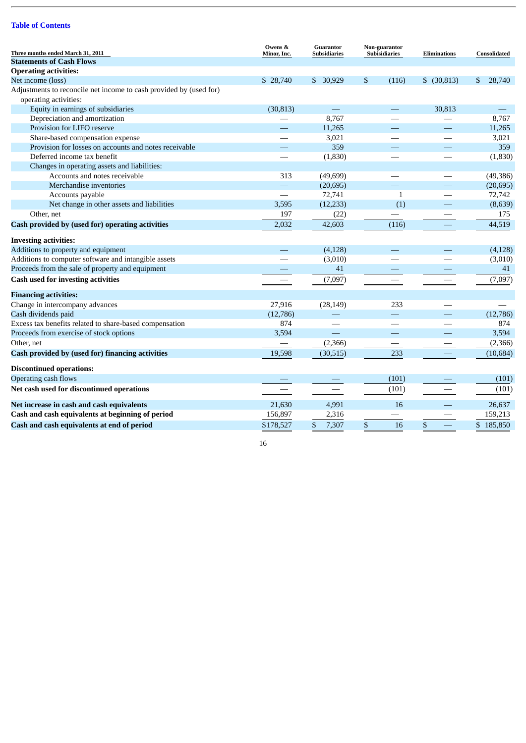[Table of Contents](#)

| Three months ended March 31, 2011 | Owens & Minor, Inc. | Guarantor Subsidiaries | Non-guarantor Subisidiaries | Eliminations | Consolidated |
|---|---|---|---|---|---|
| **Statements of Cash Flows** | | | | | |
| **Operating activities:** | | | | | |
| Net income (loss) | $ 28,740 | $ 30,929 | $ (116) | $ (30,813) | $ 28,740 |
| Adjustments to reconcile net income to cash provided by (used for) operating activities: | | | | | |
| Equity in earnings of subsidiaries | (30,813) | — | — | 30,813 | — |
| Depreciation and amortization | — | 8,767 | — | — | 8,767 |
| Provision for LIFO reserve | — | 11,265 | — | — | 11,265 |
| Share-based compensation expense | — | 3,021 | — | — | 3,021 |
| Provision for losses on accounts and notes receivable | — | 359 | — | — | 359 |
| Deferred income tax benefit | — | (1,830) | — | — | (1,830) |
| Changes in operating assets and liabilities: | | | | | |
| Accounts and notes receivable | 313 | (49,699) | — | — | (49,386) |
| Merchandise inventories | — | (20,695) | — | — | (20,695) |
| Accounts payable | — | 72,741 | 1 | — | 72,742 |
| Net change in other assets and liabilities | 3,595 | (12,233) | (1) | — | (8,639) |
| Other, net | 197 | (22) | — | — | 175 |
| **Cash provided by (used for) operating activities** | 2,032 | 42,603 | (116) | — | 44,519 |
| **Investing activities:** | | | | | |
| Additions to property and equipment | — | (4,128) | — | — | (4,128) |
| Additions to computer software and intangible assets | — | (3,010) | — | — | (3,010) |
| Proceeds from the sale of property and equipment | — | 41 | — | — | 41 |
| **Cash used for investing activities** | — | (7,097) | — | — | (7,097) |
| **Financing activities:** | | | | | |
| Change in intercompany advances | 27,916 | (28,149) | 233 | — | — |
| Cash dividends paid | (12,786) | — | — | — | (12,786) |
| Excess tax benefits related to share-based compensation | 874 | — | — | — | 874 |
| Proceeds from exercise of stock options | 3,594 | — | — | — | 3,594 |
| Other, net | — | (2,366) | — | — | (2,366) |
| **Cash provided by (used for) financing activities** | 19,598 | (30,515) | 233 | — | (10,684) |
| **Discontinued operations:** | | | | | |
| Operating cash flows | — | — | (101) | — | (101) |
| **Net cash used for discontinued operations** | — | — | (101) | — | (101) |
| **Net increase in cash and cash equivalents** | 21,630 | 4,991 | 16 | — | 26,637 |
| **Cash and cash equivalents at beginning of period** | 156,897 | 2,316 | — | — | 159,213 |
| **Cash and cash equivalents at end of period** | $178,527 | $ 7,307 | $ 16 | $ — | $ 185,850 |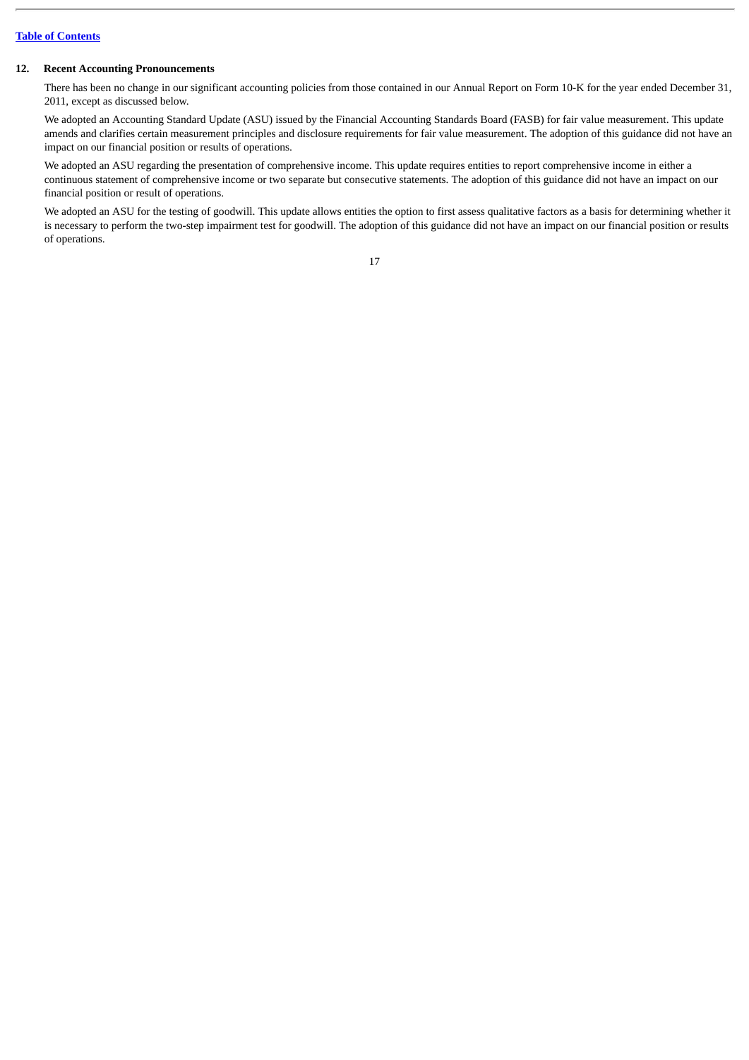### 12. Recent Accounting Pronouncements

There has been no change in our significant accounting policies from those contained in our Annual Report on Form 10-K for the year ended December 31, 2011, except as discussed below.

We adopted an Accounting Standard Update (ASU) issued by the Financial Accounting Standards Board (FASB) for fair value measurement. This update amends and clarifies certain measurement principles and disclosure requirements for fair value measurement. The adoption of this guidance did not have an impact on our financial position or results of operations.

We adopted an ASU regarding the presentation of comprehensive income. This update requires entities to report comprehensive income in either a continuous statement of comprehensive income or two separate but consecutive statements. The adoption of this guidance did not have an impact on our financial position or result of operations.

We adopted an ASU for the testing of goodwill. This update allows entities the option to first assess qualitative factors as a basis for determining whether it is necessary to perform the two-step impairment test for goodwill. The adoption of this guidance did not have an impact on our financial position or results of operations.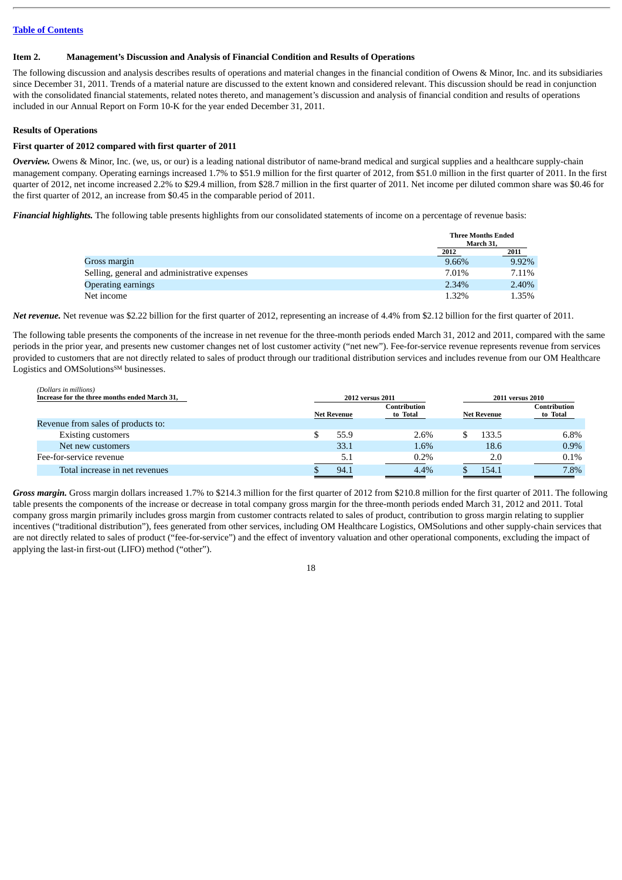[Table of Contents]

## Item 2. Management's Discussion and Analysis of Financial Condition and Results of Operations

The following discussion and analysis describes results of operations and material changes in the financial condition of Owens & Minor, Inc. and its subsidiaries since December 31, 2011. Trends of a material nature are discussed to the extent known and considered relevant. This discussion should be read in conjunction with the consolidated financial statements, related notes thereto, and management's discussion and analysis of financial condition and results of operations included in our Annual Report on Form 10-K for the year ended December 31, 2011.

### Results of Operations

#### First quarter of 2012 compared with first quarter of 2011

***Overview.*** Owens & Minor, Inc. (we, us, or our) is a leading national distributor of name-brand medical and surgical supplies and a healthcare supply-chain management company. Operating earnings increased 1.7% to $51.9 million for the first quarter of 2012, from $51.0 million in the first quarter of 2011. In the first quarter of 2012, net income increased 2.2% to $29.4 million, from $28.7 million in the first quarter of 2011. Net income per diluted common share was $0.46 for the first quarter of 2012, an increase from $0.45 in the comparable period of 2011.

***Financial highlights.*** The following table presents highlights from our consolidated statements of income on a percentage of revenue basis:

| | Three Months Ended March 31, | |
|---|---|---|
| | 2012 | 2011 |
| Gross margin | 9.66% | 9.92% |
| Selling, general and administrative expenses | 7.01% | 7.11% |
| Operating earnings | 2.34% | 2.40% |
| Net income | 1.32% | 1.35% |

***Net revenue.*** Net revenue was $2.22 billion for the first quarter of 2012, representing an increase of 4.4% from $2.12 billion for the first quarter of 2011.

The following table presents the components of the increase in net revenue for the three-month periods ended March 31, 2012 and 2011, compared with the same periods in the prior year, and presents new customer changes net of lost customer activity ("net new"). Fee-for-service revenue represents revenue from services provided to customers that are not directly related to sales of product through our traditional distribution services and includes revenue from our OM Healthcare Logistics and OMSolutions[SM] businesses.

*(Dollars in millions)*

| Increase for the three months ended March 31, | 2012 versus 2011 | | 2011 versus 2010 | |
|---|---|---|---|---|
| | Net Revenue | Contribution to Total | Net Revenue | Contribution to Total |
| Revenue from sales of products to: | | | | |
| Existing customers | $ 55.9 | 2.6% | $ 133.5 | 6.8% |
| Net new customers | 33.1 | 1.6% | 18.6 | 0.9% |
| Fee-for-service revenue | 5.1 | 0.2% | 2.0 | 0.1% |
| Total increase in net revenues | $ 94.1 | 4.4% | $ 154.1 | 7.8% |

***Gross margin.*** Gross margin dollars increased 1.7% to $214.3 million for the first quarter of 2012 from $210.8 million for the first quarter of 2011. The following table presents the components of the increase or decrease in total company gross margin for the three-month periods ended March 31, 2012 and 2011. Total company gross margin primarily includes gross margin from customer contracts related to sales of product, contribution to gross margin relating to supplier incentives ("traditional distribution"), fees generated from other services, including OM Healthcare Logistics, OMSolutions and other supply-chain services that are not directly related to sales of product ("fee-for-service") and the effect of inventory valuation and other operational components, excluding the impact of applying the last-in first-out (LIFO) method ("other").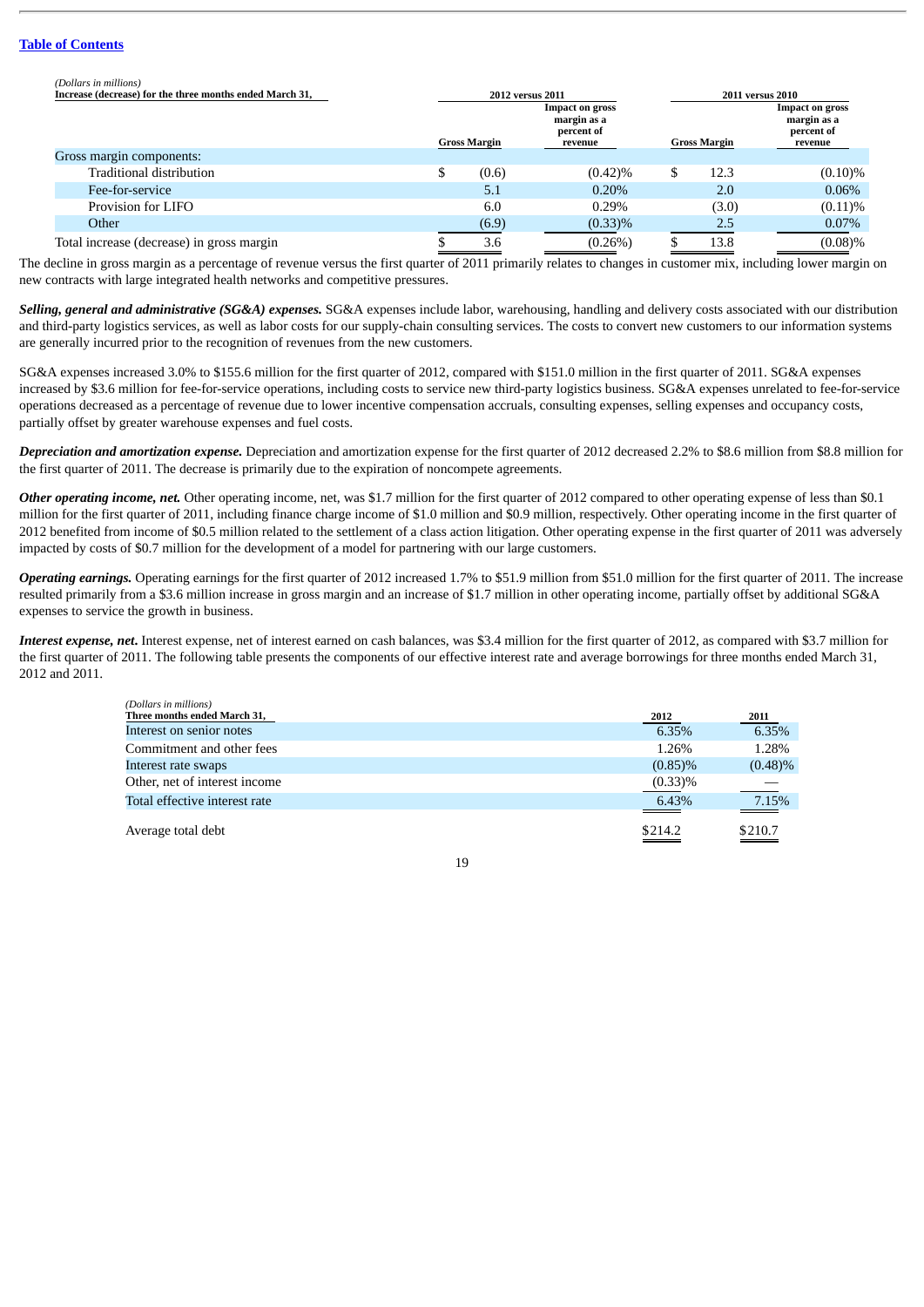[Table of Contents](#)

| (Dollars in millions) Increase (decrease) for the three months ended March 31, | 2012 versus 2011 | | 2011 versus 2010 | |
|---|---|---|---|---|
| | Gross Margin | Impact on gross margin as a percent of revenue | Gross Margin | Impact on gross margin as a percent of revenue |
| Gross margin components: | | | | |
| Traditional distribution | $ (0.6) | (0.42)% | $ 12.3 | (0.10)% |
| Fee-for-service | 5.1 | 0.20% | 2.0 | 0.06% |
| Provision for LIFO | 6.0 | 0.29% | (3.0) | (0.11)% |
| Other | (6.9) | (0.33)% | 2.5 | 0.07% |
| Total increase (decrease) in gross margin | $ 3.6 | (0.26%) | $ 13.8 | (0.08)% |

The decline in gross margin as a percentage of revenue versus the first quarter of 2011 primarily relates to changes in customer mix, including lower margin on new contracts with large integrated health networks and competitive pressures.

***Selling, general and administrative (SG&A) expenses.*** SG&A expenses include labor, warehousing, handling and delivery costs associated with our distribution and third-party logistics services, as well as labor costs for our supply-chain consulting services. The costs to convert new customers to our information systems are generally incurred prior to the recognition of revenues from the new customers.

SG&A expenses increased 3.0% to $155.6 million for the first quarter of 2012, compared with $151.0 million in the first quarter of 2011. SG&A expenses increased by $3.6 million for fee-for-service operations, including costs to service new third-party logistics business. SG&A expenses unrelated to fee-for-service operations decreased as a percentage of revenue due to lower incentive compensation accruals, consulting expenses, selling expenses and occupancy costs, partially offset by greater warehouse expenses and fuel costs.

***Depreciation and amortization expense.*** Depreciation and amortization expense for the first quarter of 2012 decreased 2.2% to $8.6 million from $8.8 million for the first quarter of 2011. The decrease is primarily due to the expiration of noncompete agreements.

***Other operating income, net.*** Other operating income, net, was $1.7 million for the first quarter of 2012 compared to other operating expense of less than $0.1 million for the first quarter of 2011, including finance charge income of $1.0 million and $0.9 million, respectively. Other operating income in the first quarter of 2012 benefited from income of $0.5 million related to the settlement of a class action litigation. Other operating expense in the first quarter of 2011 was adversely impacted by costs of $0.7 million for the development of a model for partnering with our large customers.

***Operating earnings.*** Operating earnings for the first quarter of 2012 increased 1.7% to $51.9 million from $51.0 million for the first quarter of 2011. The increase resulted primarily from a $3.6 million increase in gross margin and an increase of $1.7 million in other operating income, partially offset by additional SG&A expenses to service the growth in business.

***Interest expense, net.*** Interest expense, net of interest earned on cash balances, was $3.4 million for the first quarter of 2012, as compared with $3.7 million for the first quarter of 2011. The following table presents the components of our effective interest rate and average borrowings for three months ended March 31, 2012 and 2011.

| (Dollars in millions) Three months ended March 31, | 2012 | 2011 |
|---|---|---|
| Interest on senior notes | 6.35% | 6.35% |
| Commitment and other fees | 1.26% | 1.28% |
| Interest rate swaps | (0.85)% | (0.48)% |
| Other, net of interest income | (0.33)% | — |
| Total effective interest rate | 6.43% | 7.15% |
| Average total debt | $214.2 | $210.7 |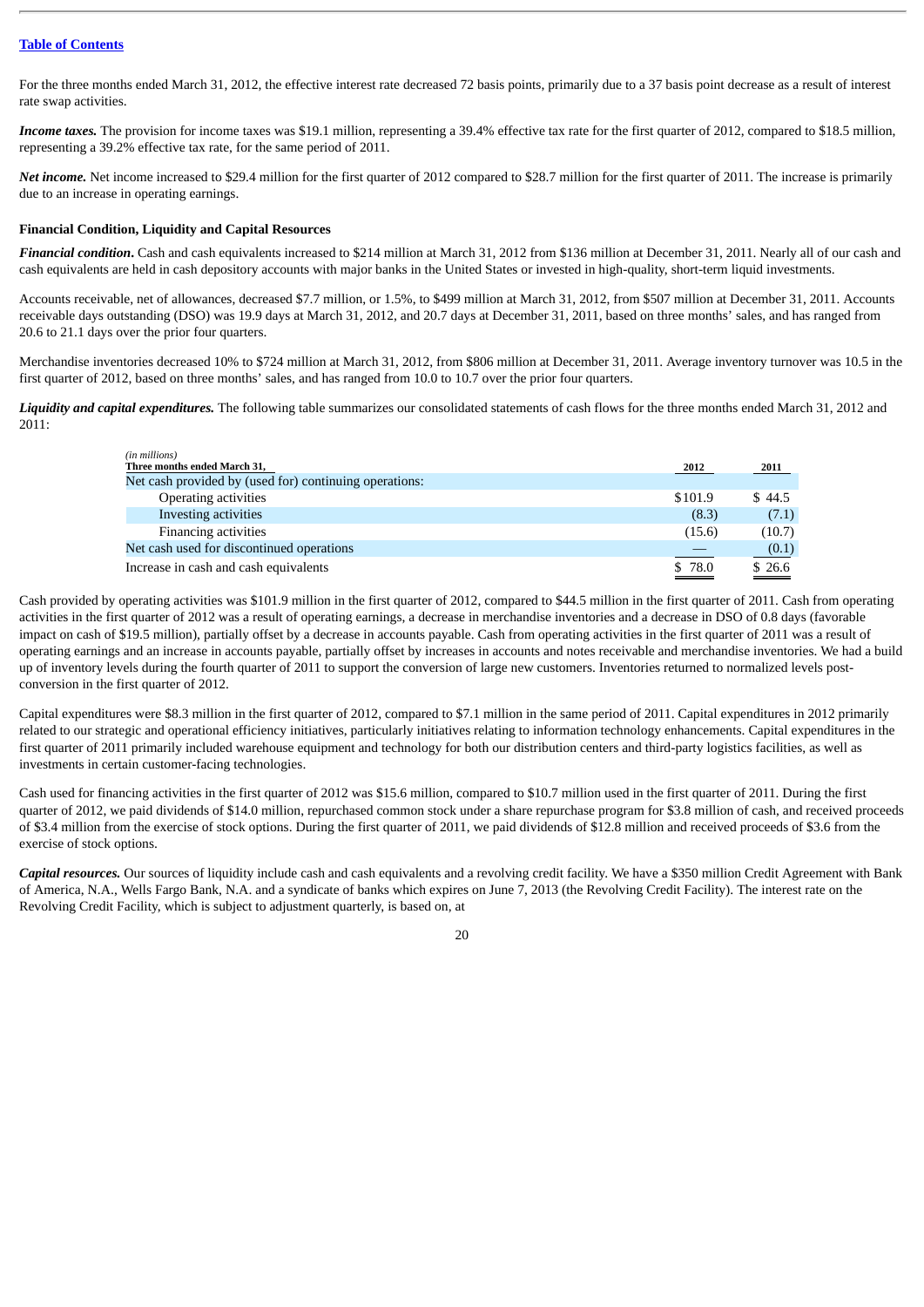For the three months ended March 31, 2012, the effective interest rate decreased 72 basis points, primarily due to a 37 basis point decrease as a result of interest rate swap activities.

***Income taxes.*** The provision for income taxes was $19.1 million, representing a 39.4% effective tax rate for the first quarter of 2012, compared to $18.5 million, representing a 39.2% effective tax rate, for the same period of 2011.

***Net income.*** Net income increased to $29.4 million for the first quarter of 2012 compared to $28.7 million for the first quarter of 2011. The increase is primarily due to an increase in operating earnings.

**Financial Condition, Liquidity and Capital Resources**

***Financial condition*****.** Cash and cash equivalents increased to $214 million at March 31, 2012 from $136 million at December 31, 2011. Nearly all of our cash and cash equivalents are held in cash depository accounts with major banks in the United States or invested in high-quality, short-term liquid investments.

Accounts receivable, net of allowances, decreased $7.7 million, or 1.5%, to $499 million at March 31, 2012, from $507 million at December 31, 2011. Accounts receivable days outstanding (DSO) was 19.9 days at March 31, 2012, and 20.7 days at December 31, 2011, based on three months' sales, and has ranged from 20.6 to 21.1 days over the prior four quarters.

Merchandise inventories decreased 10% to $724 million at March 31, 2012, from $806 million at December 31, 2011. Average inventory turnover was 10.5 in the first quarter of 2012, based on three months' sales, and has ranged from 10.0 to 10.7 over the prior four quarters.

***Liquidity and capital expenditures.*** The following table summarizes our consolidated statements of cash flows for the three months ended March 31, 2012 and 2011:

| *(in millions)* **Three months ended March 31,** | 2012 | 2011 |
|---|---|---|
| Net cash provided by (used for) continuing operations: | | |
| Operating activities | $101.9 | $ 44.5 |
| Investing activities | (8.3) | (7.1) |
| Financing activities | (15.6) | (10.7) |
| Net cash used for discontinued operations | — | (0.1) |
| Increase in cash and cash equivalents | $ 78.0 | $ 26.6 |

Cash provided by operating activities was $101.9 million in the first quarter of 2012, compared to $44.5 million in the first quarter of 2011. Cash from operating activities in the first quarter of 2012 was a result of operating earnings, a decrease in merchandise inventories and a decrease in DSO of 0.8 days (favorable impact on cash of $19.5 million), partially offset by a decrease in accounts payable. Cash from operating activities in the first quarter of 2011 was a result of operating earnings and an increase in accounts payable, partially offset by increases in accounts and notes receivable and merchandise inventories. We had a build up of inventory levels during the fourth quarter of 2011 to support the conversion of large new customers. Inventories returned to normalized levels post-conversion in the first quarter of 2012.

Capital expenditures were $8.3 million in the first quarter of 2012, compared to $7.1 million in the same period of 2011. Capital expenditures in 2012 primarily related to our strategic and operational efficiency initiatives, particularly initiatives relating to information technology enhancements. Capital expenditures in the first quarter of 2011 primarily included warehouse equipment and technology for both our distribution centers and third-party logistics facilities, as well as investments in certain customer-facing technologies.

Cash used for financing activities in the first quarter of 2012 was $15.6 million, compared to $10.7 million used in the first quarter of 2011. During the first quarter of 2012, we paid dividends of $14.0 million, repurchased common stock under a share repurchase program for $3.8 million of cash, and received proceeds of $3.4 million from the exercise of stock options. During the first quarter of 2011, we paid dividends of $12.8 million and received proceeds of $3.6 from the exercise of stock options.

***Capital resources.*** Our sources of liquidity include cash and cash equivalents and a revolving credit facility. We have a $350 million Credit Agreement with Bank of America, N.A., Wells Fargo Bank, N.A. and a syndicate of banks which expires on June 7, 2013 (the Revolving Credit Facility). The interest rate on the Revolving Credit Facility, which is subject to adjustment quarterly, is based on, at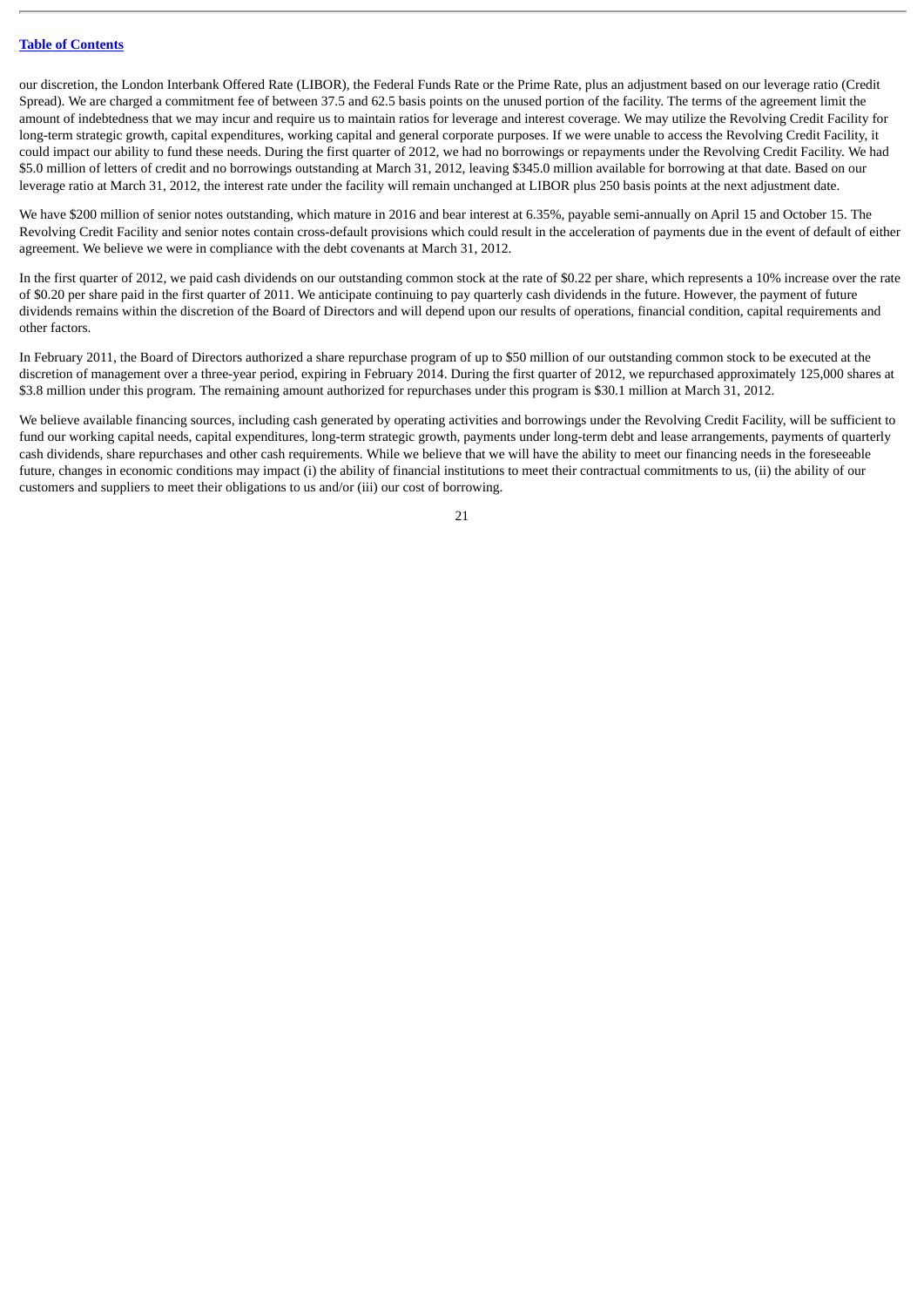our discretion, the London Interbank Offered Rate (LIBOR), the Federal Funds Rate or the Prime Rate, plus an adjustment based on our leverage ratio (Credit Spread). We are charged a commitment fee of between 37.5 and 62.5 basis points on the unused portion of the facility. The terms of the agreement limit the amount of indebtedness that we may incur and require us to maintain ratios for leverage and interest coverage. We may utilize the Revolving Credit Facility for long-term strategic growth, capital expenditures, working capital and general corporate purposes. If we were unable to access the Revolving Credit Facility, it could impact our ability to fund these needs. During the first quarter of 2012, we had no borrowings or repayments under the Revolving Credit Facility. We had $5.0 million of letters of credit and no borrowings outstanding at March 31, 2012, leaving $345.0 million available for borrowing at that date. Based on our leverage ratio at March 31, 2012, the interest rate under the facility will remain unchanged at LIBOR plus 250 basis points at the next adjustment date.

We have $200 million of senior notes outstanding, which mature in 2016 and bear interest at 6.35%, payable semi-annually on April 15 and October 15. The Revolving Credit Facility and senior notes contain cross-default provisions which could result in the acceleration of payments due in the event of default of either agreement. We believe we were in compliance with the debt covenants at March 31, 2012.

In the first quarter of 2012, we paid cash dividends on our outstanding common stock at the rate of $0.22 per share, which represents a 10% increase over the rate of $0.20 per share paid in the first quarter of 2011. We anticipate continuing to pay quarterly cash dividends in the future. However, the payment of future dividends remains within the discretion of the Board of Directors and will depend upon our results of operations, financial condition, capital requirements and other factors.

In February 2011, the Board of Directors authorized a share repurchase program of up to $50 million of our outstanding common stock to be executed at the discretion of management over a three-year period, expiring in February 2014. During the first quarter of 2012, we repurchased approximately 125,000 shares at $3.8 million under this program. The remaining amount authorized for repurchases under this program is $30.1 million at March 31, 2012.

We believe available financing sources, including cash generated by operating activities and borrowings under the Revolving Credit Facility, will be sufficient to fund our working capital needs, capital expenditures, long-term strategic growth, payments under long-term debt and lease arrangements, payments of quarterly cash dividends, share repurchases and other cash requirements. While we believe that we will have the ability to meet our financing needs in the foreseeable future, changes in economic conditions may impact (i) the ability of financial institutions to meet their contractual commitments to us, (ii) the ability of our customers and suppliers to meet their obligations to us and/or (iii) our cost of borrowing.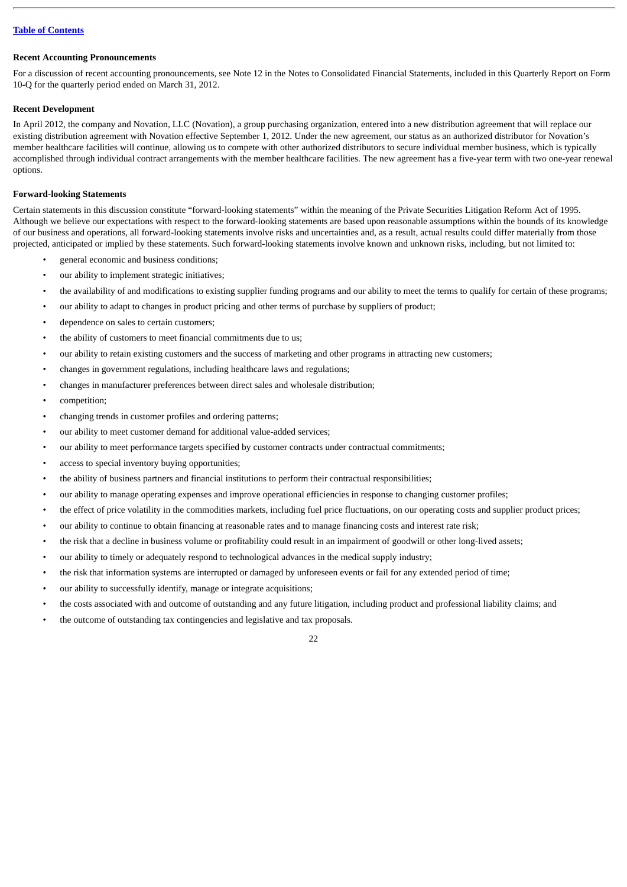[Table of Contents](#)

**Recent Accounting Pronouncements**

For a discussion of recent accounting pronouncements, see Note 12 in the Notes to Consolidated Financial Statements, included in this Quarterly Report on Form 10-Q for the quarterly period ended on March 31, 2012.

**Recent Development**

In April 2012, the company and Novation, LLC (Novation), a group purchasing organization, entered into a new distribution agreement that will replace our existing distribution agreement with Novation effective September 1, 2012. Under the new agreement, our status as an authorized distributor for Novation's member healthcare facilities will continue, allowing us to compete with other authorized distributors to secure individual member business, which is typically accomplished through individual contract arrangements with the member healthcare facilities. The new agreement has a five-year term with two one-year renewal options.

**Forward-looking Statements**

Certain statements in this discussion constitute "forward-looking statements" within the meaning of the Private Securities Litigation Reform Act of 1995. Although we believe our expectations with respect to the forward-looking statements are based upon reasonable assumptions within the bounds of its knowledge of our business and operations, all forward-looking statements involve risks and uncertainties and, as a result, actual results could differ materially from those projected, anticipated or implied by these statements. Such forward-looking statements involve known and unknown risks, including, but not limited to:

- general economic and business conditions;
- our ability to implement strategic initiatives;
- the availability of and modifications to existing supplier funding programs and our ability to meet the terms to qualify for certain of these programs;
- our ability to adapt to changes in product pricing and other terms of purchase by suppliers of product;
- dependence on sales to certain customers;
- the ability of customers to meet financial commitments due to us;
- our ability to retain existing customers and the success of marketing and other programs in attracting new customers;
- changes in government regulations, including healthcare laws and regulations;
- changes in manufacturer preferences between direct sales and wholesale distribution;
- competition;
- changing trends in customer profiles and ordering patterns;
- our ability to meet customer demand for additional value-added services;
- our ability to meet performance targets specified by customer contracts under contractual commitments;
- access to special inventory buying opportunities;
- the ability of business partners and financial institutions to perform their contractual responsibilities;
- our ability to manage operating expenses and improve operational efficiencies in response to changing customer profiles;
- the effect of price volatility in the commodities markets, including fuel price fluctuations, on our operating costs and supplier product prices;
- our ability to continue to obtain financing at reasonable rates and to manage financing costs and interest rate risk;
- the risk that a decline in business volume or profitability could result in an impairment of goodwill or other long-lived assets;
- our ability to timely or adequately respond to technological advances in the medical supply industry;
- the risk that information systems are interrupted or damaged by unforeseen events or fail for any extended period of time;
- our ability to successfully identify, manage or integrate acquisitions;
- the costs associated with and outcome of outstanding and any future litigation, including product and professional liability claims; and
- the outcome of outstanding tax contingencies and legislative and tax proposals.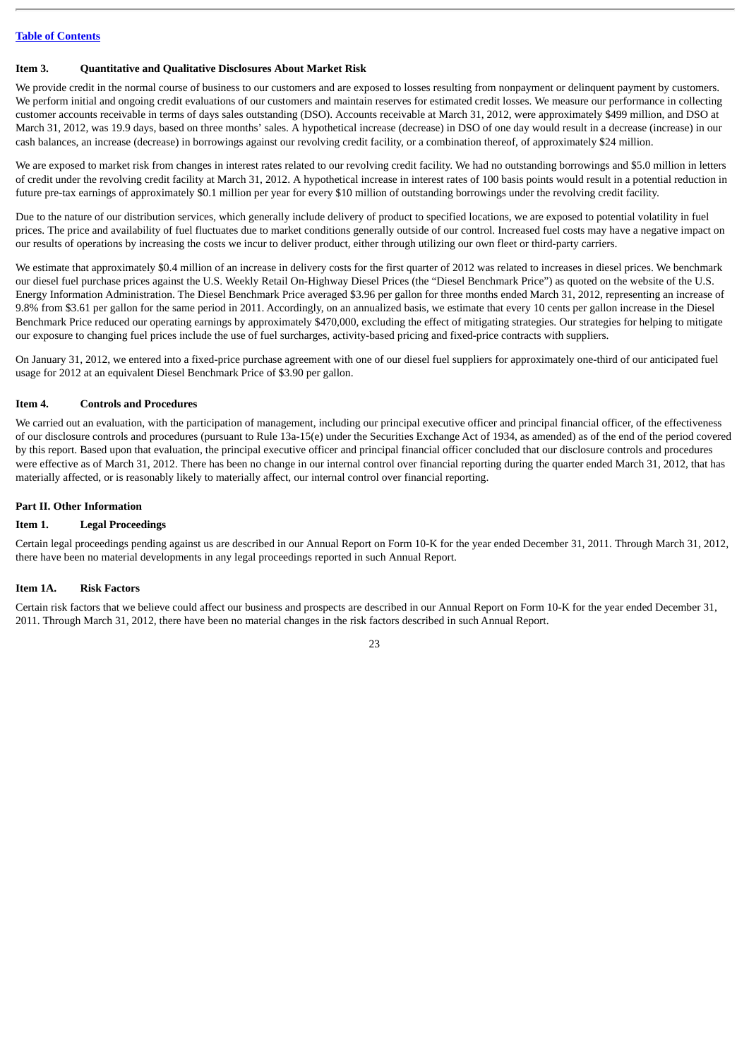[Table of Contents](#)

### Item 3. Quantitative and Qualitative Disclosures About Market Risk

We provide credit in the normal course of business to our customers and are exposed to losses resulting from nonpayment or delinquent payment by customers. We perform initial and ongoing credit evaluations of our customers and maintain reserves for estimated credit losses. We measure our performance in collecting customer accounts receivable in terms of days sales outstanding (DSO). Accounts receivable at March 31, 2012, were approximately $499 million, and DSO at March 31, 2012, was 19.9 days, based on three months' sales. A hypothetical increase (decrease) in DSO of one day would result in a decrease (increase) in our cash balances, an increase (decrease) in borrowings against our revolving credit facility, or a combination thereof, of approximately $24 million.

We are exposed to market risk from changes in interest rates related to our revolving credit facility. We had no outstanding borrowings and $5.0 million in letters of credit under the revolving credit facility at March 31, 2012. A hypothetical increase in interest rates of 100 basis points would result in a potential reduction in future pre-tax earnings of approximately $0.1 million per year for every $10 million of outstanding borrowings under the revolving credit facility.

Due to the nature of our distribution services, which generally include delivery of product to specified locations, we are exposed to potential volatility in fuel prices. The price and availability of fuel fluctuates due to market conditions generally outside of our control. Increased fuel costs may have a negative impact on our results of operations by increasing the costs we incur to deliver product, either through utilizing our own fleet or third-party carriers.

We estimate that approximately $0.4 million of an increase in delivery costs for the first quarter of 2012 was related to increases in diesel prices. We benchmark our diesel fuel purchase prices against the U.S. Weekly Retail On-Highway Diesel Prices (the "Diesel Benchmark Price") as quoted on the website of the U.S. Energy Information Administration. The Diesel Benchmark Price averaged $3.96 per gallon for three months ended March 31, 2012, representing an increase of 9.8% from $3.61 per gallon for the same period in 2011. Accordingly, on an annualized basis, we estimate that every 10 cents per gallon increase in the Diesel Benchmark Price reduced our operating earnings by approximately $470,000, excluding the effect of mitigating strategies. Our strategies for helping to mitigate our exposure to changing fuel prices include the use of fuel surcharges, activity-based pricing and fixed-price contracts with suppliers.

On January 31, 2012, we entered into a fixed-price purchase agreement with one of our diesel fuel suppliers for approximately one-third of our anticipated fuel usage for 2012 at an equivalent Diesel Benchmark Price of $3.90 per gallon.

### Item 4. Controls and Procedures

We carried out an evaluation, with the participation of management, including our principal executive officer and principal financial officer, of the effectiveness of our disclosure controls and procedures (pursuant to Rule 13a-15(e) under the Securities Exchange Act of 1934, as amended) as of the end of the period covered by this report. Based upon that evaluation, the principal executive officer and principal financial officer concluded that our disclosure controls and procedures were effective as of March 31, 2012. There has been no change in our internal control over financial reporting during the quarter ended March 31, 2012, that has materially affected, or is reasonably likely to materially affect, our internal control over financial reporting.

## Part II. Other Information

### Item 1. Legal Proceedings

Certain legal proceedings pending against us are described in our Annual Report on Form 10-K for the year ended December 31, 2011. Through March 31, 2012, there have been no material developments in any legal proceedings reported in such Annual Report.

### Item 1A. Risk Factors

Certain risk factors that we believe could affect our business and prospects are described in our Annual Report on Form 10-K for the year ended December 31, 2011. Through March 31, 2012, there have been no material changes in the risk factors described in such Annual Report.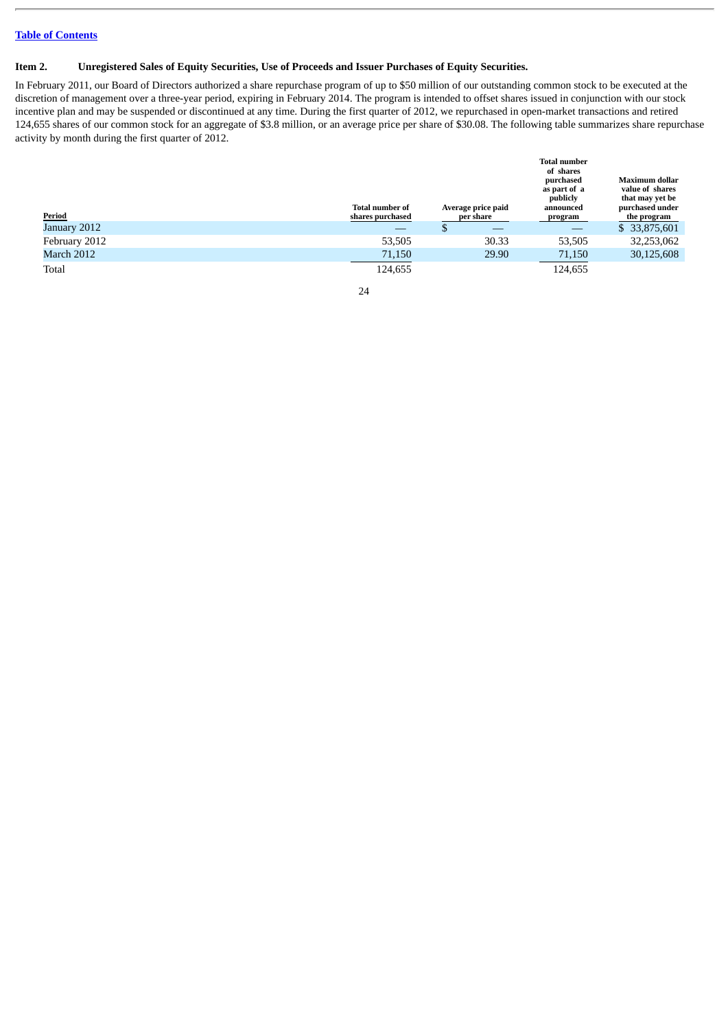[Table of Contents](#)

### Item 2. Unregistered Sales of Equity Securities, Use of Proceeds and Issuer Purchases of Equity Securities.

In February 2011, our Board of Directors authorized a share repurchase program of up to $50 million of our outstanding common stock to be executed at the discretion of management over a three-year period, expiring in February 2014. The program is intended to offset shares issued in conjunction with our stock incentive plan and may be suspended or discontinued at any time. During the first quarter of 2012, we repurchased in open-market transactions and retired 124,655 shares of our common stock for an aggregate of $3.8 million, or an average price per share of $30.08. The following table summarizes share repurchase activity by month during the first quarter of 2012.

| Period | Total number of shares purchased | Average price paid per share | Total number of shares purchased as part of a publicly announced program | Maximum dollar value of shares that may yet be purchased under the program |
|---|---|---|---|---|
| January 2012 | — | $ — | — | $ 33,875,601 |
| February 2012 | 53,505 | 30.33 | 53,505 | 32,253,062 |
| March 2012 | 71,150 | 29.90 | 71,150 | 30,125,608 |
| Total | 124,655 | | 124,655 | |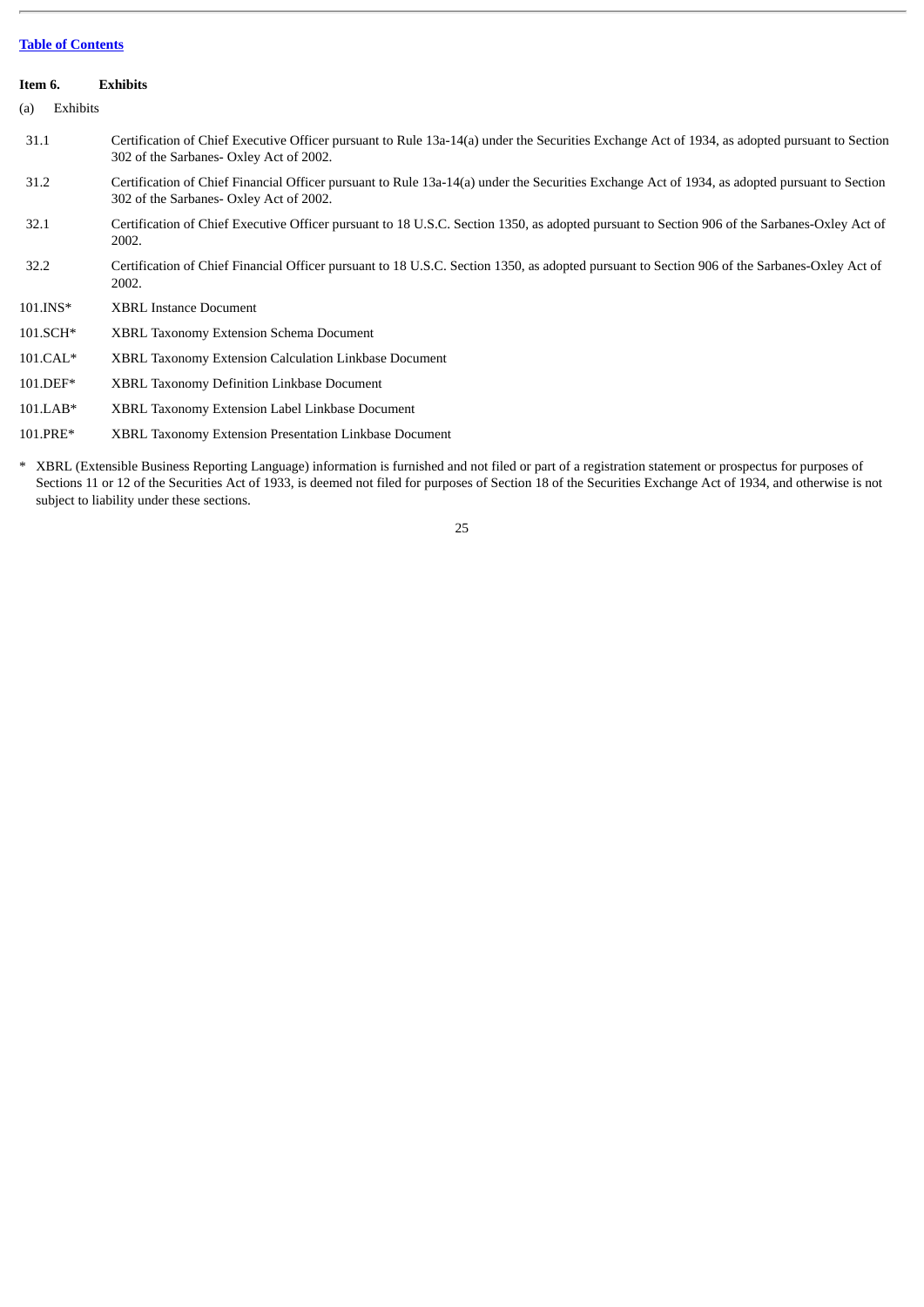[Table of Contents](#)

**Item 6. Exhibits**

(a) Exhibits

| | |
|---|---|
| 31.1 | Certification of Chief Executive Officer pursuant to Rule 13a-14(a) under the Securities Exchange Act of 1934, as adopted pursuant to Section 302 of the Sarbanes- Oxley Act of 2002. |
| 31.2 | Certification of Chief Financial Officer pursuant to Rule 13a-14(a) under the Securities Exchange Act of 1934, as adopted pursuant to Section 302 of the Sarbanes- Oxley Act of 2002. |
| 32.1 | Certification of Chief Executive Officer pursuant to 18 U.S.C. Section 1350, as adopted pursuant to Section 906 of the Sarbanes-Oxley Act of 2002. |
| 32.2 | Certification of Chief Financial Officer pursuant to 18 U.S.C. Section 1350, as adopted pursuant to Section 906 of the Sarbanes-Oxley Act of 2002. |
| 101.INS* | XBRL Instance Document |
| 101.SCH* | XBRL Taxonomy Extension Schema Document |
| 101.CAL* | XBRL Taxonomy Extension Calculation Linkbase Document |
| 101.DEF* | XBRL Taxonomy Definition Linkbase Document |
| 101.LAB* | XBRL Taxonomy Extension Label Linkbase Document |
| 101.PRE* | XBRL Taxonomy Extension Presentation Linkbase Document |

\* XBRL (Extensible Business Reporting Language) information is furnished and not filed or part of a registration statement or prospectus for purposes of Sections 11 or 12 of the Securities Act of 1933, is deemed not filed for purposes of Section 18 of the Securities Exchange Act of 1934, and otherwise is not subject to liability under these sections.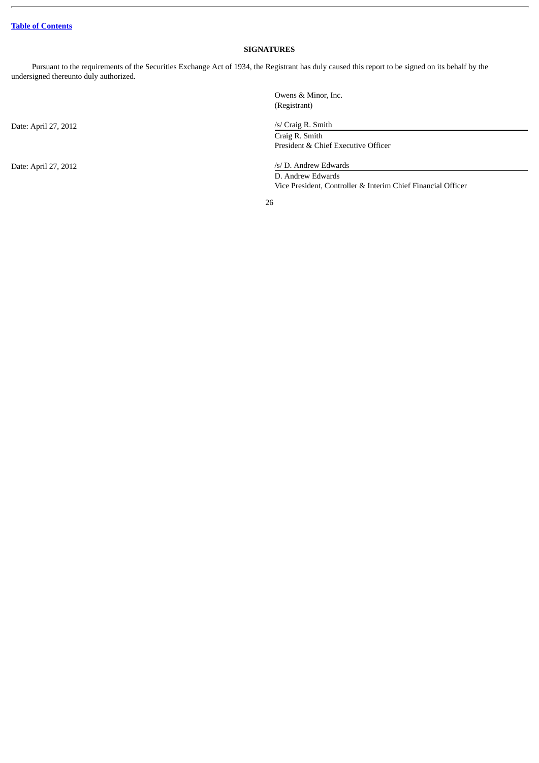[Table of Contents](#)

**SIGNATURES**

Pursuant to the requirements of the Securities Exchange Act of 1934, the Registrant has duly caused this report to be signed on its behalf by the undersigned thereunto duly authorized.

Owens & Minor, Inc.
(Registrant)

Date: April 27, 2012

/s/ Craig R. Smith
Craig R. Smith
President & Chief Executive Officer

Date: April 27, 2012

/s/ D. Andrew Edwards
D. Andrew Edwards
Vice President, Controller & Interim Chief Financial Officer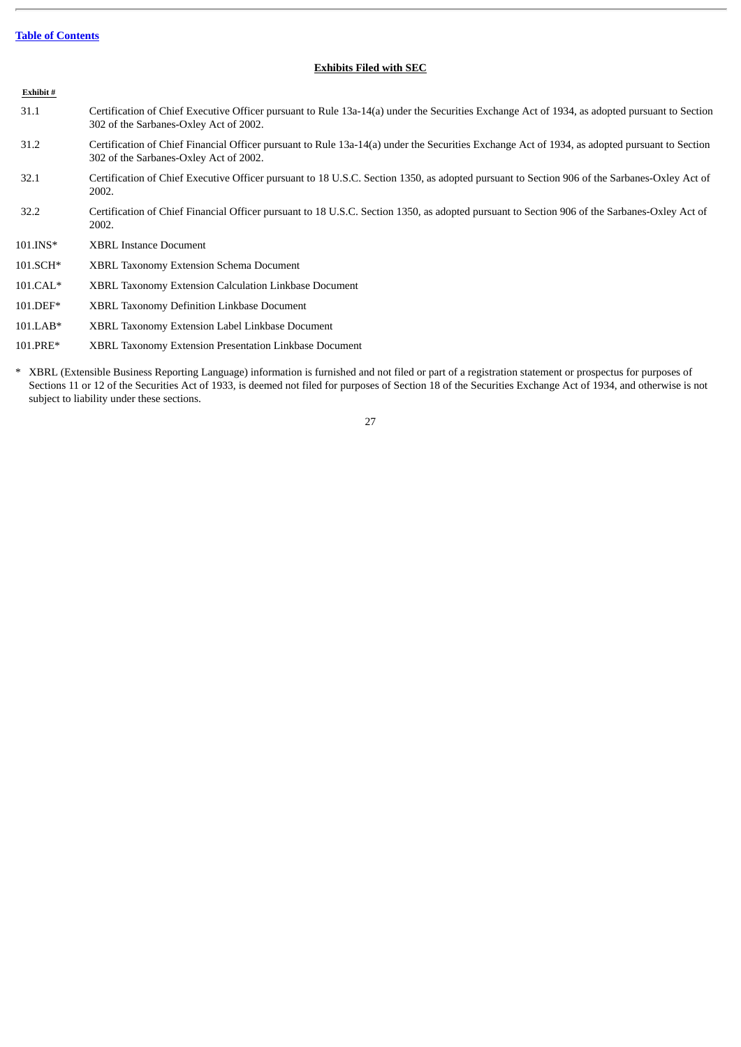[Table of Contents](#)

## Exhibits Filed with SEC

| Exhibit # | |
|---|---|
| 31.1 | Certification of Chief Executive Officer pursuant to Rule 13a-14(a) under the Securities Exchange Act of 1934, as adopted pursuant to Section 302 of the Sarbanes-Oxley Act of 2002. |
| 31.2 | Certification of Chief Financial Officer pursuant to Rule 13a-14(a) under the Securities Exchange Act of 1934, as adopted pursuant to Section 302 of the Sarbanes-Oxley Act of 2002. |
| 32.1 | Certification of Chief Executive Officer pursuant to 18 U.S.C. Section 1350, as adopted pursuant to Section 906 of the Sarbanes-Oxley Act of 2002. |
| 32.2 | Certification of Chief Financial Officer pursuant to 18 U.S.C. Section 1350, as adopted pursuant to Section 906 of the Sarbanes-Oxley Act of 2002. |
| 101.INS* | XBRL Instance Document |
| 101.SCH* | XBRL Taxonomy Extension Schema Document |
| 101.CAL* | XBRL Taxonomy Extension Calculation Linkbase Document |
| 101.DEF* | XBRL Taxonomy Definition Linkbase Document |
| 101.LAB* | XBRL Taxonomy Extension Label Linkbase Document |
| 101.PRE* | XBRL Taxonomy Extension Presentation Linkbase Document |

\* XBRL (Extensible Business Reporting Language) information is furnished and not filed or part of a registration statement or prospectus for purposes of Sections 11 or 12 of the Securities Act of 1933, is deemed not filed for purposes of Section 18 of the Securities Exchange Act of 1934, and otherwise is not subject to liability under these sections.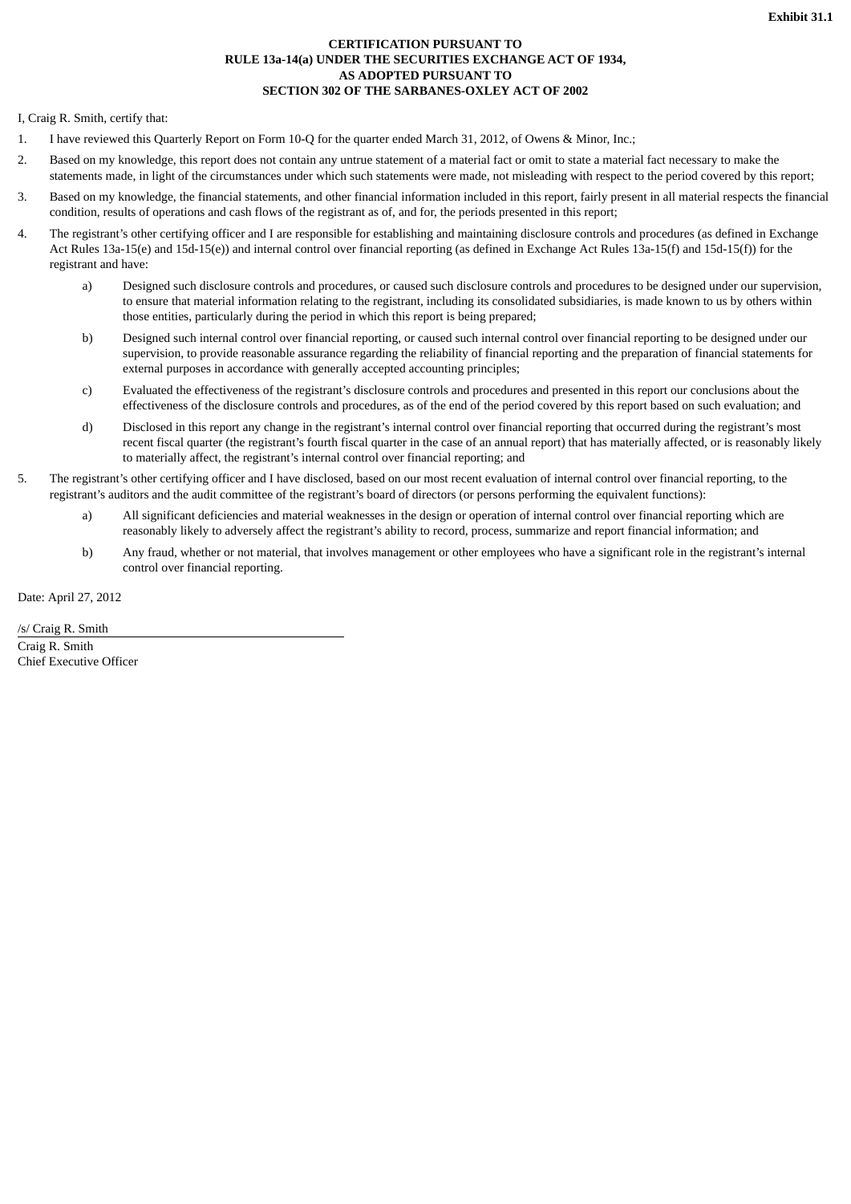**Exhibit 31.1**

**CERTIFICATION PURSUANT TO**
**RULE 13a-14(a) UNDER THE SECURITIES EXCHANGE ACT OF 1934,**
**AS ADOPTED PURSUANT TO**
**SECTION 302 OF THE SARBANES-OXLEY ACT OF 2002**

I, Craig R. Smith, certify that:

1. I have reviewed this Quarterly Report on Form 10-Q for the quarter ended March 31, 2012, of Owens & Minor, Inc.;

2. Based on my knowledge, this report does not contain any untrue statement of a material fact or omit to state a material fact necessary to make the statements made, in light of the circumstances under which such statements were made, not misleading with respect to the period covered by this report;

3. Based on my knowledge, the financial statements, and other financial information included in this report, fairly present in all material respects the financial condition, results of operations and cash flows of the registrant as of, and for, the periods presented in this report;

4. The registrant's other certifying officer and I are responsible for establishing and maintaining disclosure controls and procedures (as defined in Exchange Act Rules 13a-15(e) and 15d-15(e)) and internal control over financial reporting (as defined in Exchange Act Rules 13a-15(f) and 15d-15(f)) for the registrant and have:

   a) Designed such disclosure controls and procedures, or caused such disclosure controls and procedures to be designed under our supervision, to ensure that material information relating to the registrant, including its consolidated subsidiaries, is made known to us by others within those entities, particularly during the period in which this report is being prepared;

   b) Designed such internal control over financial reporting, or caused such internal control over financial reporting to be designed under our supervision, to provide reasonable assurance regarding the reliability of financial reporting and the preparation of financial statements for external purposes in accordance with generally accepted accounting principles;

   c) Evaluated the effectiveness of the registrant's disclosure controls and procedures and presented in this report our conclusions about the effectiveness of the disclosure controls and procedures, as of the end of the period covered by this report based on such evaluation; and

   d) Disclosed in this report any change in the registrant's internal control over financial reporting that occurred during the registrant's most recent fiscal quarter (the registrant's fourth fiscal quarter in the case of an annual report) that has materially affected, or is reasonably likely to materially affect, the registrant's internal control over financial reporting; and

5. The registrant's other certifying officer and I have disclosed, based on our most recent evaluation of internal control over financial reporting, to the registrant's auditors and the audit committee of the registrant's board of directors (or persons performing the equivalent functions):

   a) All significant deficiencies and material weaknesses in the design or operation of internal control over financial reporting which are reasonably likely to adversely affect the registrant's ability to record, process, summarize and report financial information; and

   b) Any fraud, whether or not material, that involves management or other employees who have a significant role in the registrant's internal control over financial reporting.

Date: April 27, 2012

/s/ Craig R. Smith

Craig R. Smith
Chief Executive Officer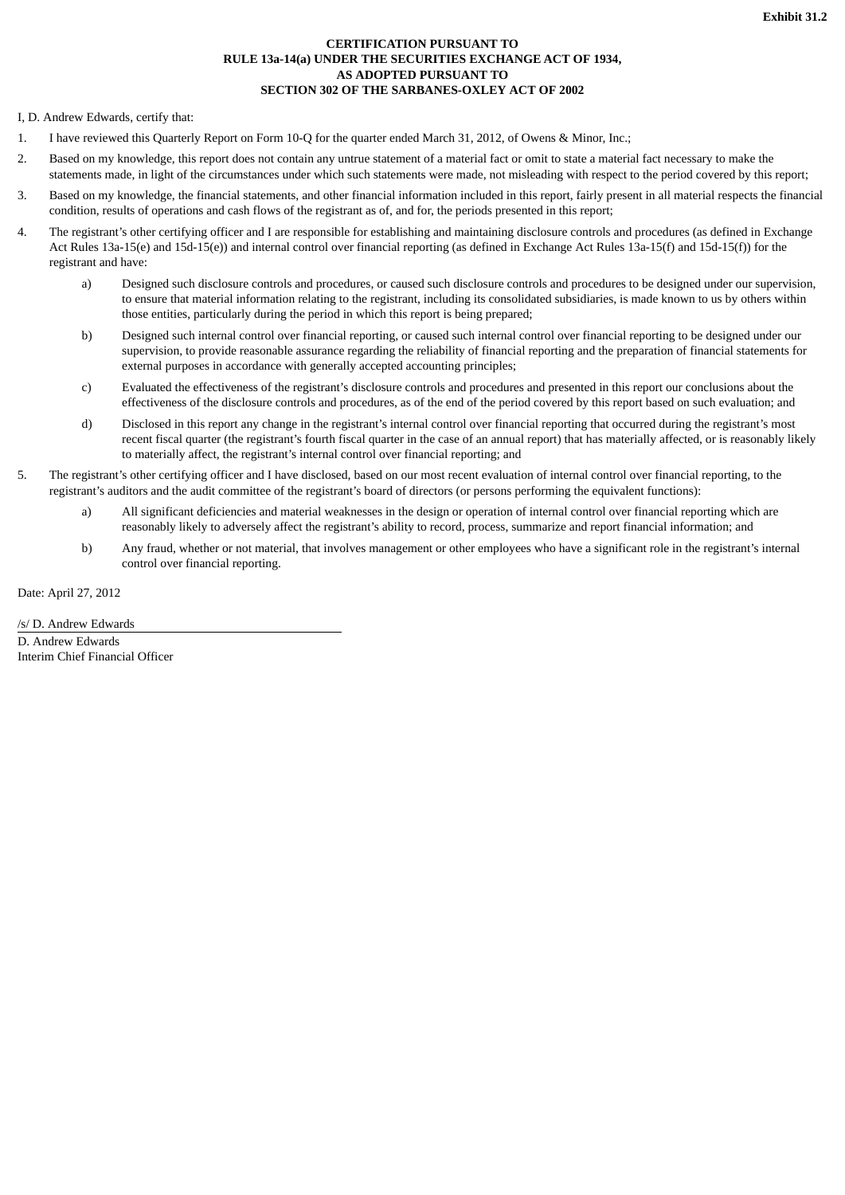**Exhibit 31.2**

**CERTIFICATION PURSUANT TO**
**RULE 13a-14(a) UNDER THE SECURITIES EXCHANGE ACT OF 1934,**
**AS ADOPTED PURSUANT TO**
**SECTION 302 OF THE SARBANES-OXLEY ACT OF 2002**

I, D. Andrew Edwards, certify that:

1. I have reviewed this Quarterly Report on Form 10-Q for the quarter ended March 31, 2012, of Owens & Minor, Inc.;
2. Based on my knowledge, this report does not contain any untrue statement of a material fact or omit to state a material fact necessary to make the statements made, in light of the circumstances under which such statements were made, not misleading with respect to the period covered by this report;
3. Based on my knowledge, the financial statements, and other financial information included in this report, fairly present in all material respects the financial condition, results of operations and cash flows of the registrant as of, and for, the periods presented in this report;
4. The registrant's other certifying officer and I are responsible for establishing and maintaining disclosure controls and procedures (as defined in Exchange Act Rules 13a-15(e) and 15d-15(e)) and internal control over financial reporting (as defined in Exchange Act Rules 13a-15(f) and 15d-15(f)) for the registrant and have:
   a) Designed such disclosure controls and procedures, or caused such disclosure controls and procedures to be designed under our supervision, to ensure that material information relating to the registrant, including its consolidated subsidiaries, is made known to us by others within those entities, particularly during the period in which this report is being prepared;
   b) Designed such internal control over financial reporting, or caused such internal control over financial reporting to be designed under our supervision, to provide reasonable assurance regarding the reliability of financial reporting and the preparation of financial statements for external purposes in accordance with generally accepted accounting principles;
   c) Evaluated the effectiveness of the registrant's disclosure controls and procedures and presented in this report our conclusions about the effectiveness of the disclosure controls and procedures, as of the end of the period covered by this report based on such evaluation; and
   d) Disclosed in this report any change in the registrant's internal control over financial reporting that occurred during the registrant's most recent fiscal quarter (the registrant's fourth fiscal quarter in the case of an annual report) that has materially affected, or is reasonably likely to materially affect, the registrant's internal control over financial reporting; and
5. The registrant's other certifying officer and I have disclosed, based on our most recent evaluation of internal control over financial reporting, to the registrant's auditors and the audit committee of the registrant's board of directors (or persons performing the equivalent functions):
   a) All significant deficiencies and material weaknesses in the design or operation of internal control over financial reporting which are reasonably likely to adversely affect the registrant's ability to record, process, summarize and report financial information; and
   b) Any fraud, whether or not material, that involves management or other employees who have a significant role in the registrant's internal control over financial reporting.

Date: April 27, 2012

/s/ D. Andrew Edwards

D. Andrew Edwards
Interim Chief Financial Officer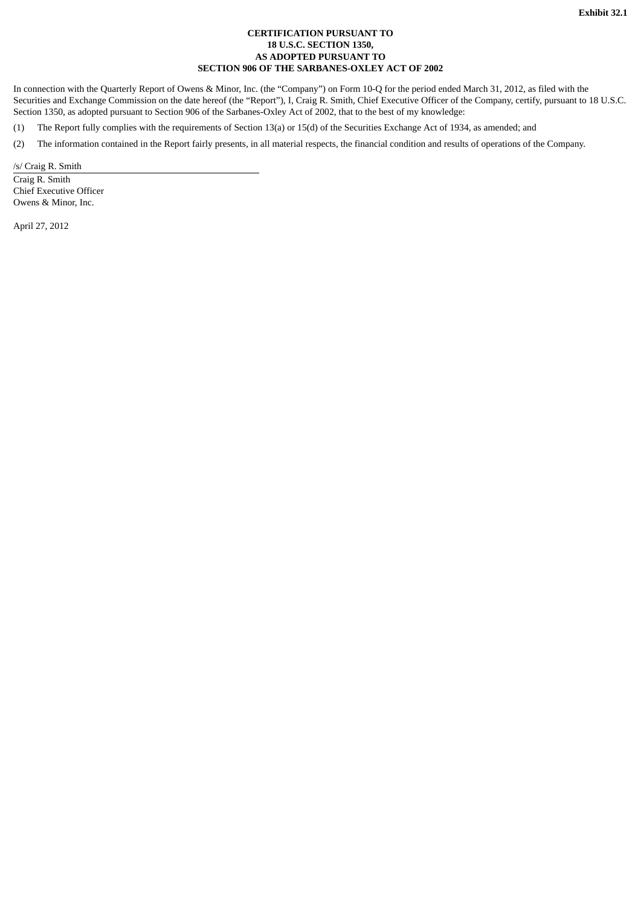Exhibit 32.1

**CERTIFICATION PURSUANT TO**
**18 U.S.C. SECTION 1350,**
**AS ADOPTED PURSUANT TO**
**SECTION 906 OF THE SARBANES-OXLEY ACT OF 2002**

In connection with the Quarterly Report of Owens & Minor, Inc. (the "Company") on Form 10-Q for the period ended March 31, 2012, as filed with the Securities and Exchange Commission on the date hereof (the "Report"), I, Craig R. Smith, Chief Executive Officer of the Company, certify, pursuant to 18 U.S.C. Section 1350, as adopted pursuant to Section 906 of the Sarbanes-Oxley Act of 2002, that to the best of my knowledge:

(1) The Report fully complies with the requirements of Section 13(a) or 15(d) of the Securities Exchange Act of 1934, as amended; and

(2) The information contained in the Report fairly presents, in all material respects, the financial condition and results of operations of the Company.

/s/ Craig R. Smith

Craig R. Smith
Chief Executive Officer
Owens & Minor, Inc.

April 27, 2012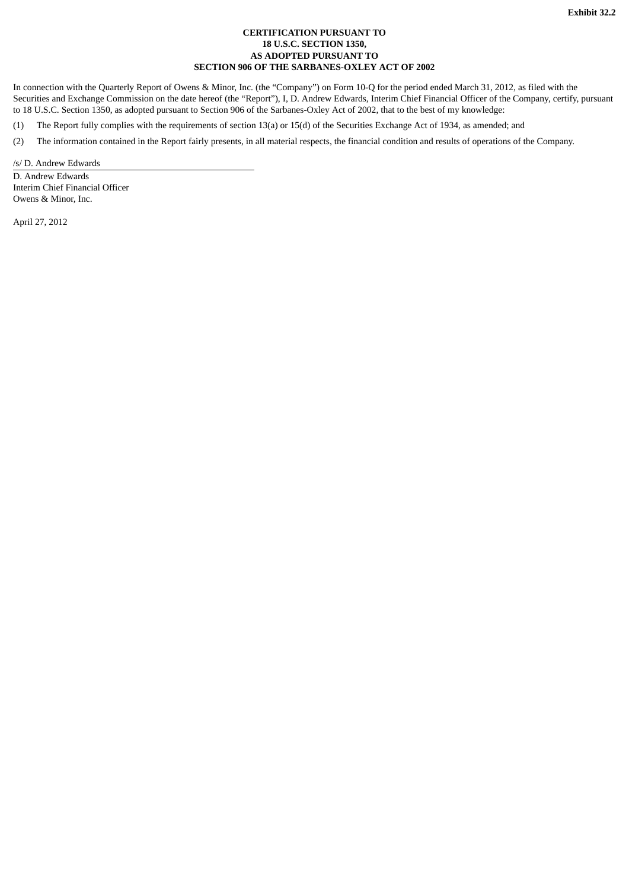**Exhibit 32.2**

**CERTIFICATION PURSUANT TO**
**18 U.S.C. SECTION 1350,**
**AS ADOPTED PURSUANT TO**
**SECTION 906 OF THE SARBANES-OXLEY ACT OF 2002**

In connection with the Quarterly Report of Owens & Minor, Inc. (the "Company") on Form 10-Q for the period ended March 31, 2012, as filed with the Securities and Exchange Commission on the date hereof (the "Report"), I, D. Andrew Edwards, Interim Chief Financial Officer of the Company, certify, pursuant to 18 U.S.C. Section 1350, as adopted pursuant to Section 906 of the Sarbanes-Oxley Act of 2002, that to the best of my knowledge:

(1) The Report fully complies with the requirements of section 13(a) or 15(d) of the Securities Exchange Act of 1934, as amended; and

(2) The information contained in the Report fairly presents, in all material respects, the financial condition and results of operations of the Company.

/s/ D. Andrew Edwards

D. Andrew Edwards
Interim Chief Financial Officer
Owens & Minor, Inc.

April 27, 2012